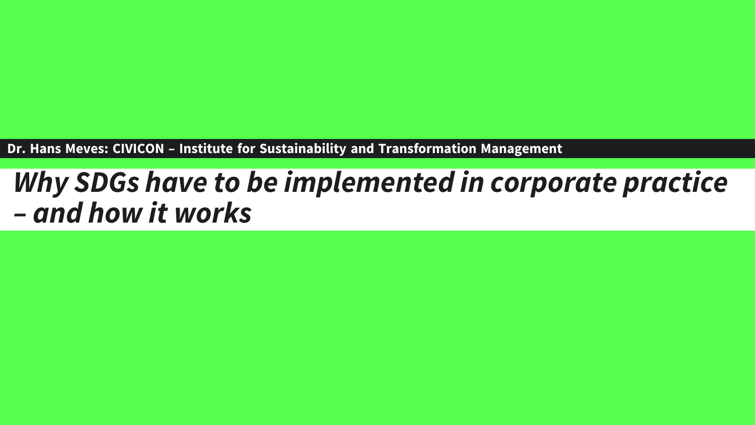**Dr. Hans Meves: CIVICON – Institute for Sustainability and Transformation Management**

# *Why SDGs have to be implemented in corporate practice – and how it works*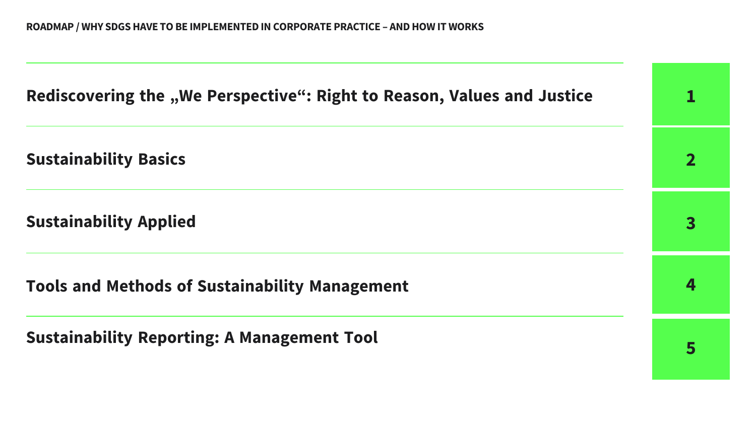ROADMAP / WHY SDGS HAVE TO BE IMPLEMENTED IN CORPORATE PRACTICE – AND HOW IT WORKS

| | |
|---|---|
| **Rediscovering the „We Perspective“: Right to Reason, Values and Justice** | **1** |
| **Sustainability Basics** | **2** |
| **Sustainability Applied** | **3** |
| **Tools and Methods of Sustainability Management** | **4** |
| **Sustainability Reporting: A Management Tool** | **5** |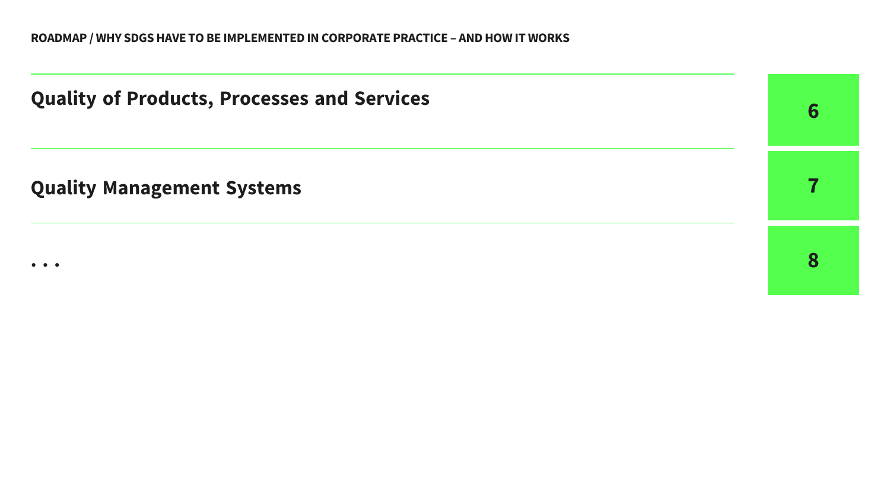ROADMAP / WHY SDGS HAVE TO BE IMPLEMENTED IN CORPORATE PRACTICE – AND HOW IT WORKS

| | |
|---|---|
| **Quality of Products, Processes and Services** | **6** |
| **Quality Management Systems** | **7** |
| **. . .** | **8** |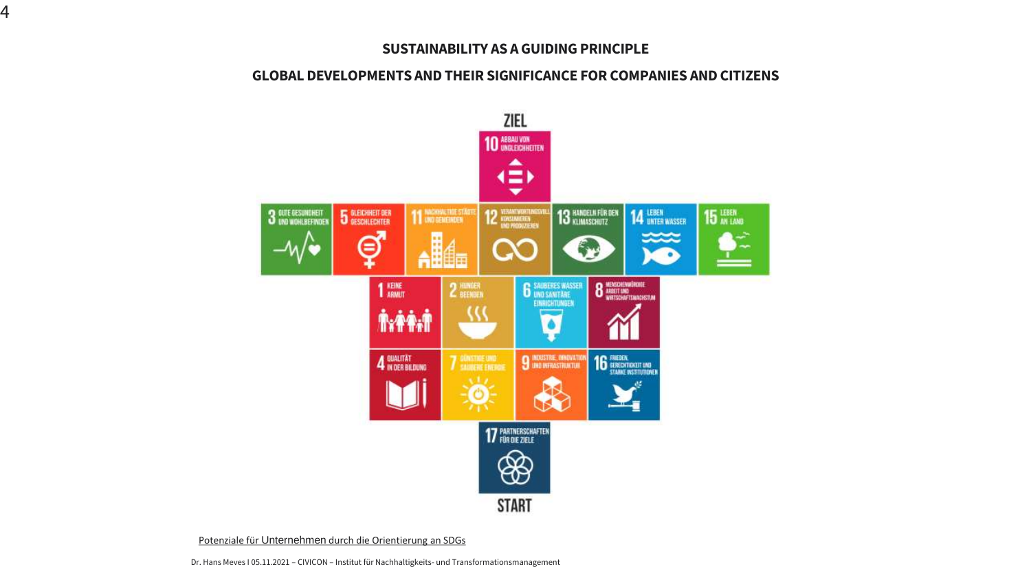## SUSTAINABILITY AS A GUIDING PRINCIPLE

## GLOBAL DEVELOPMENTS AND THEIR SIGNIFICANCE FOR COMPANIES AND CITIZENS

ZIEL

10 ABBAU VON UNGLEICHHEITEN

3 GUTE GESUNDHEIT UND WOHLBEFINDEN

5 GLEICHHEIT DER GESCHLECHTER

11 NACHHALTIGE STÄDTE UND GEMEINDEN

12 VERANTWORTUNGSVOLL KONSUMIEREN UND PRODUZIEREN

13 HANDELN FÜR DEN KLIMASCHUTZ

14 LEBEN UNTER WASSER

15 LEBEN AN LAND

1 KEINE ARMUT

2 HUNGER BEENDEN

6 SAUBERES WASSER UND SANITÄRE EINRICHTUNGEN

8 MENSCHENWÜRDIGE ARBEIT UND WIRTSCHAFTSWACHSTUM

4 QUALITÄT IN DER BILDUNG

7 GÜNSTIGE UND SAUBERE ENERGIE

9 INDUSTRIE, INNOVATION UND INFRASTRUKTUR

16 FRIEDEN, GERECHTIGKEIT UND STARKE INSTITUTIONEN

17 PARTNERSCHAFTEN FÜR DIE ZIELE

START

Potenziale für Unternehmen durch die Orientierung an SDGs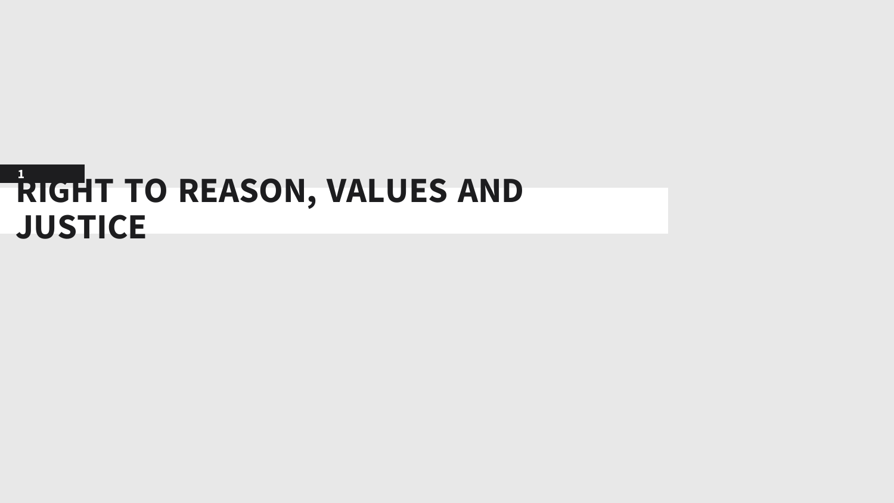1

# RIGHT TO REASON, VALUES AND JUSTICE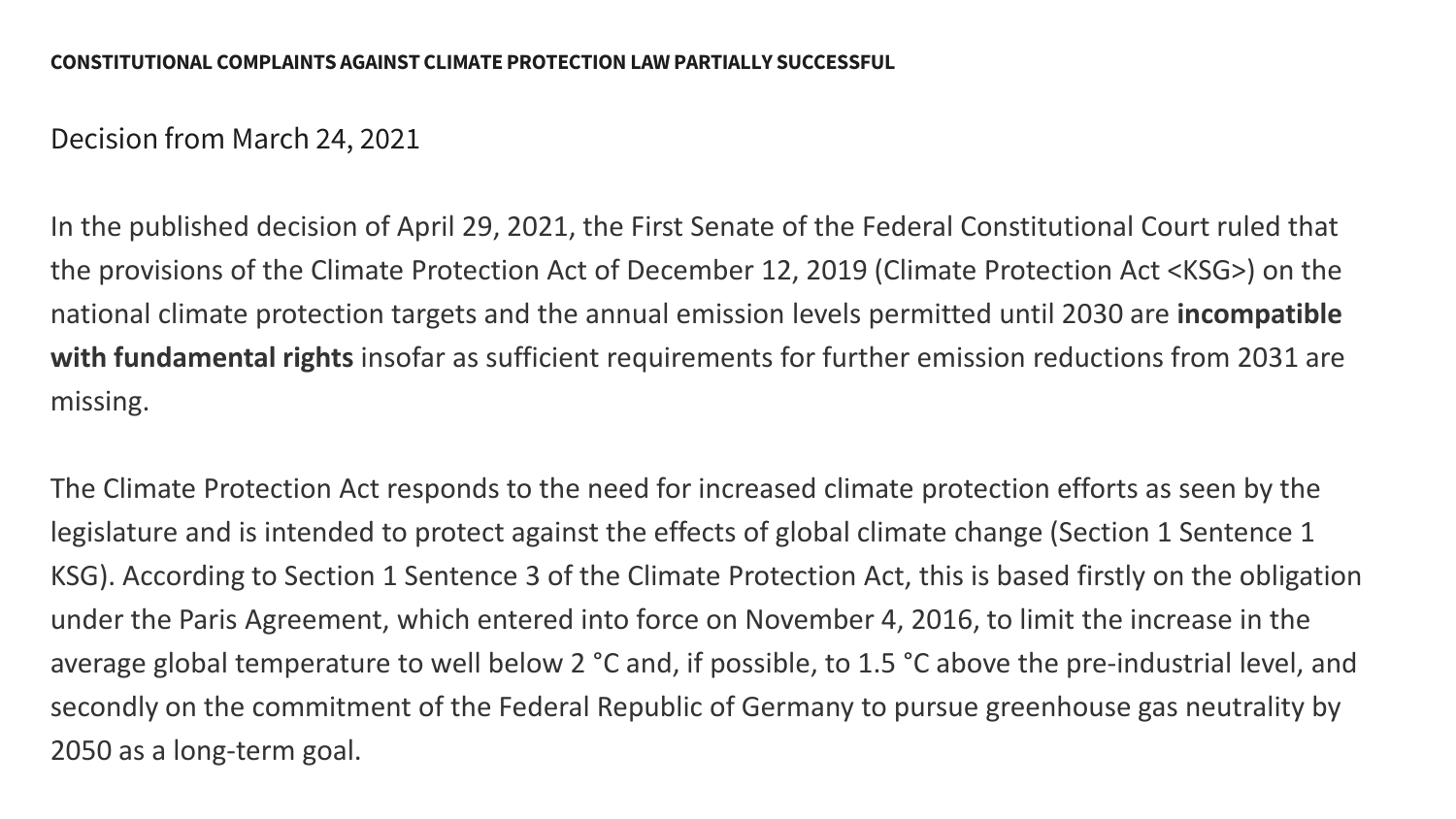**CONSTITUTIONAL COMPLAINTS AGAINST CLIMATE PROTECTION LAW PARTIALLY SUCCESSFUL**

Decision from March 24, 2021

In the published decision of April 29, 2021, the First Senate of the Federal Constitutional Court ruled that the provisions of the Climate Protection Act of December 12, 2019 (Climate Protection Act <KSG>) on the national climate protection targets and the annual emission levels permitted until 2030 are **incompatible with fundamental rights** insofar as sufficient requirements for further emission reductions from 2031 are missing.

The Climate Protection Act responds to the need for increased climate protection efforts as seen by the legislature and is intended to protect against the effects of global climate change (Section 1 Sentence 1 KSG). According to Section 1 Sentence 3 of the Climate Protection Act, this is based firstly on the obligation under the Paris Agreement, which entered into force on November 4, 2016, to limit the increase in the average global temperature to well below 2 °C and, if possible, to 1.5 °C above the pre-industrial level, and secondly on the commitment of the Federal Republic of Germany to pursue greenhouse gas neutrality by 2050 as a long-term goal.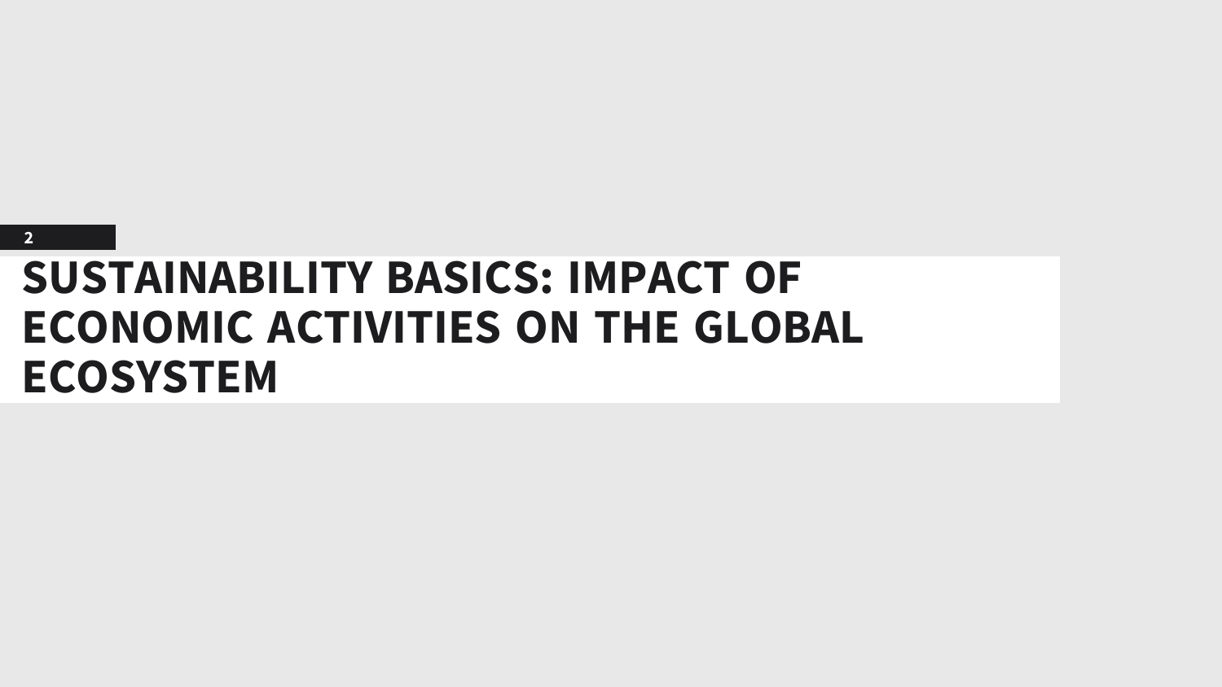2

# SUSTAINABILITY BASICS: IMPACT OF ECONOMIC ACTIVITIES ON THE GLOBAL ECOSYSTEM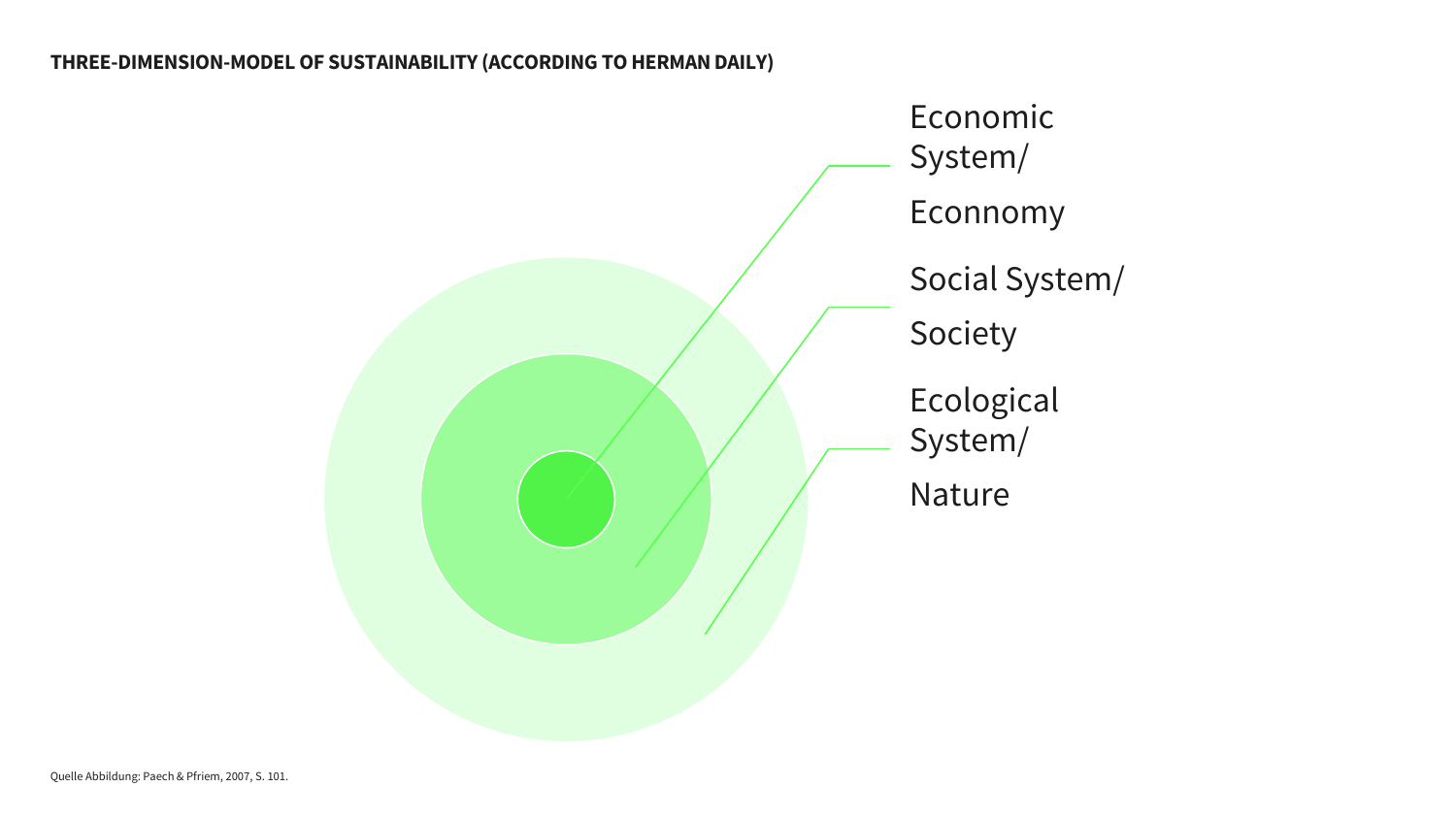**THREE-DIMENSION-MODEL OF SUSTAINABILITY (ACCORDING TO HERMAN DAILY)**

Economic System/

Econnomy

Social System/

Society

Ecological System/

Nature

Quelle Abbildung: Paech & Pfriem, 2007, S. 101.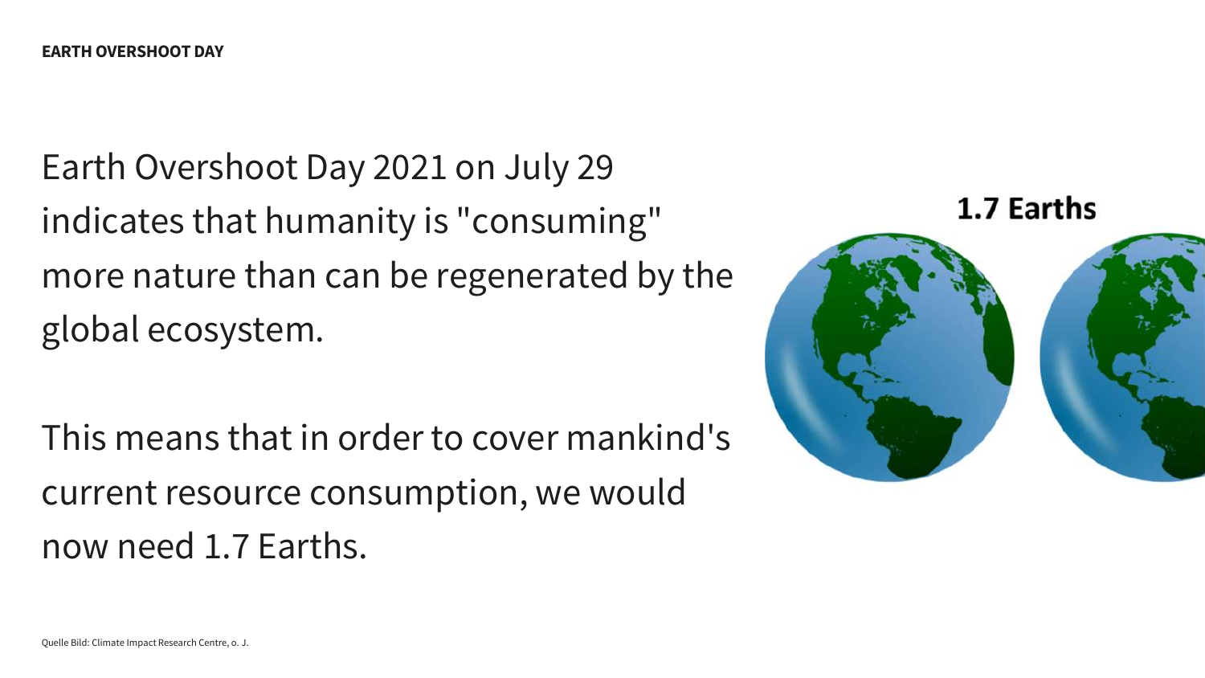**EARTH OVERSHOOT DAY**

Earth Overshoot Day 2021 on July 29 indicates that humanity is "consuming" more nature than can be regenerated by the global ecosystem.

This means that in order to cover mankind's current resource consumption, we would now need 1.7 Earths.

1.7 Earths

Quelle Bild: Climate Impact Research Centre, o. J.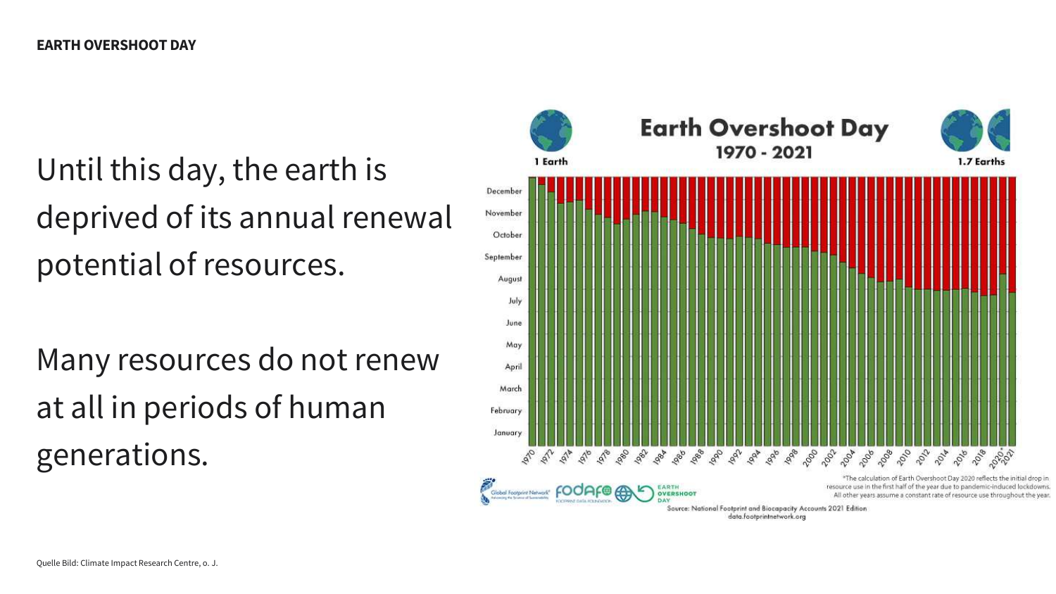# EARTH OVERSHOOT DAY

Until this day, the earth is deprived of its annual renewal potential of resources.

Many resources do not renew at all in periods of human generations.

Quelle Bild: Climate Impact Research Centre, o. J.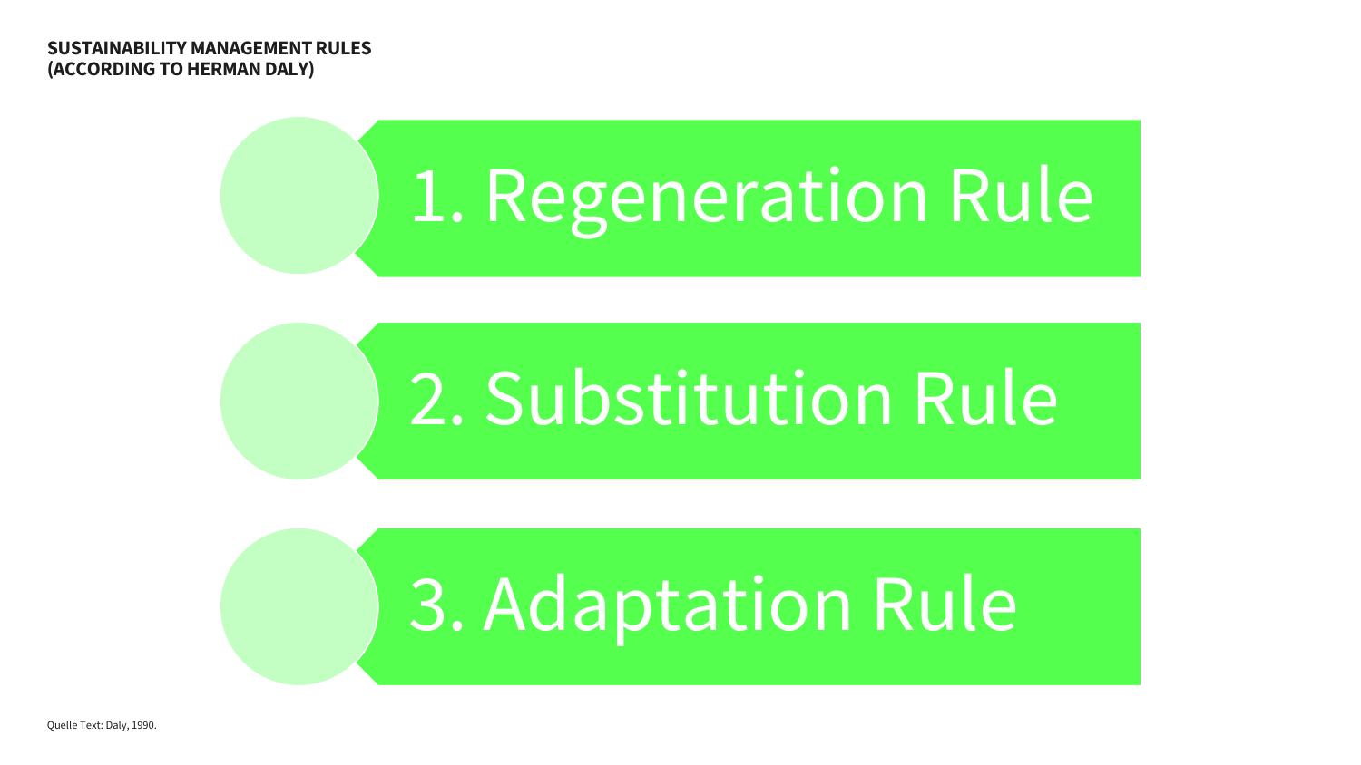## SUSTAINABILITY MANAGEMENT RULES (ACCORDING TO HERMAN DALY)

1. Regeneration Rule
2. Substitution Rule
3. Adaptation Rule

Quelle Text: Daly, 1990.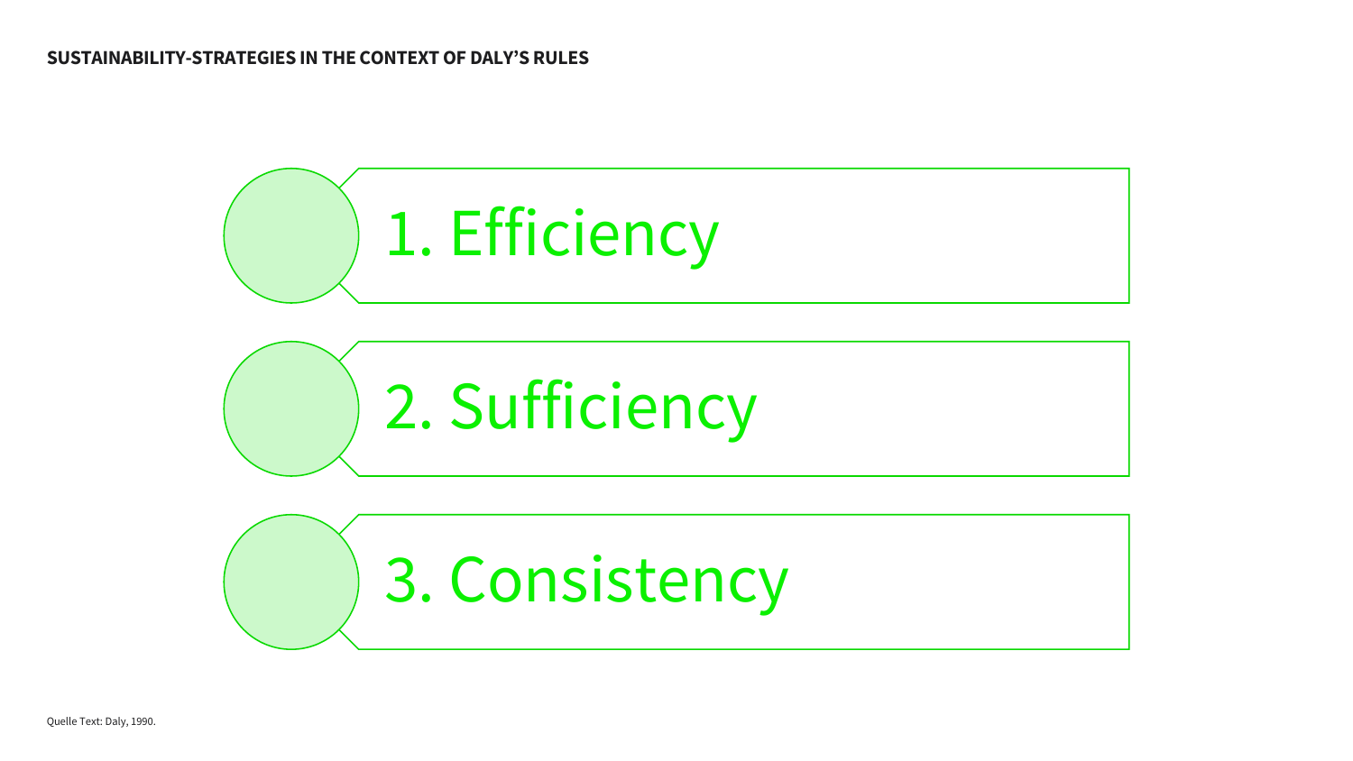**SUSTAINABILITY-STRATEGIES IN THE CONTEXT OF DALY'S RULES**

1. Efficiency
2. Sufficiency
3. Consistency

Quelle Text: Daly, 1990.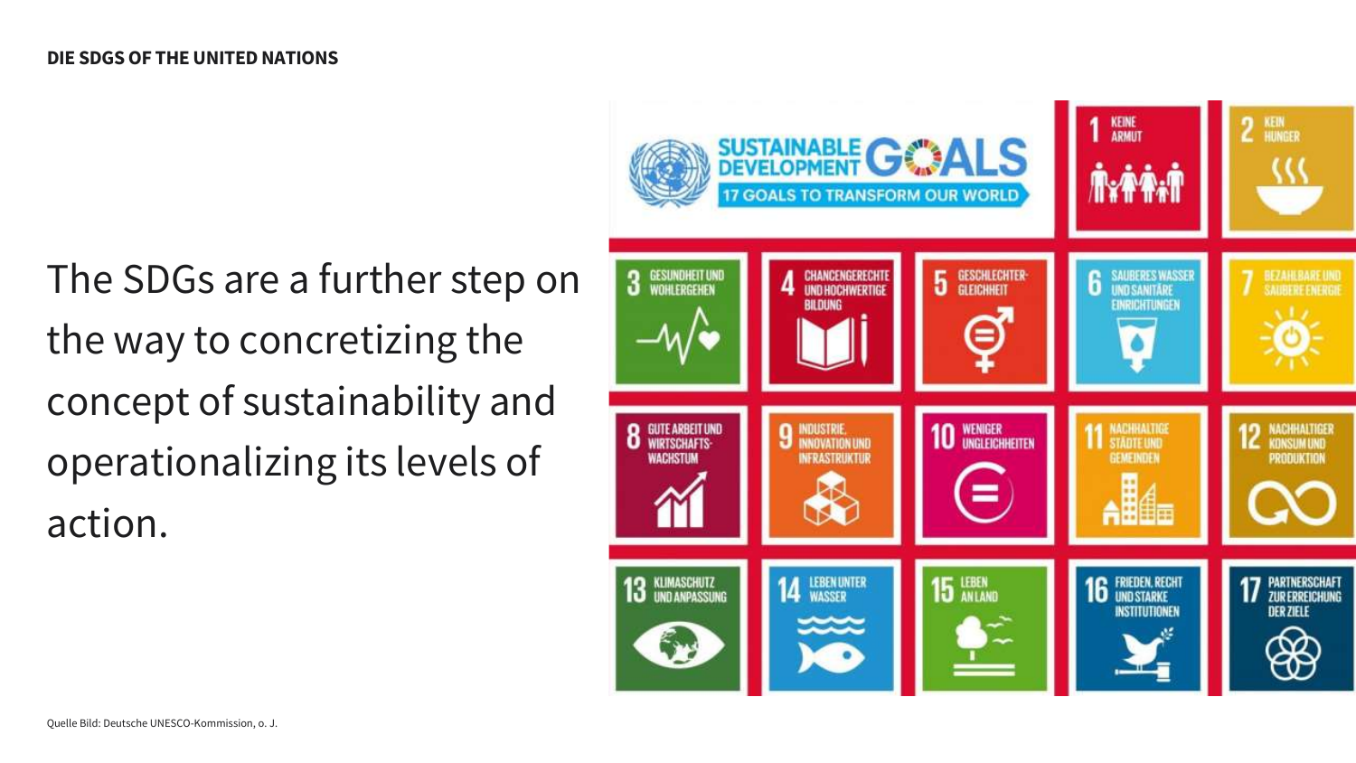## DIE SDGS OF THE UNITED NATIONS

The SDGs are a further step on the way to concretizing the concept of sustainability and operationalizing its levels of action.

SUSTAINABLE DEVELOPMENT GOALS
17 GOALS TO TRANSFORM OUR WORLD

1 KEINE ARMUT
2 KEIN HUNGER
3 GESUNDHEIT UND WOHLERGEHEN
4 CHANCENGERECHTE UND HOCHWERTIGE BILDUNG
5 GESCHLECHTER-GLEICHHEIT
6 SAUBERES WASSER UND SANITÄRE EINRICHTUNGEN
7 BEZAHLBARE UND SAUBERE ENERGIE
8 GUTE ARBEIT UND WIRTSCHAFTS-WACHSTUM
9 INDUSTRIE, INNOVATION UND INFRASTRUKTUR
10 WENIGER UNGLEICHHEITEN
11 NACHHALTIGE STÄDTE UND GEMEINDEN
12 NACHHALTIGER KONSUM UND PRODUKTION
13 KLIMASCHUTZ UND ANPASSUNG
14 LEBEN UNTER WASSER
15 LEBEN AN LAND
16 FRIEDEN, RECHT UND STARKE INSTITUTIONEN
17 PARTNERSCHAFT ZUR ERREICHUNG DER ZIELE

Quelle Bild: Deutsche UNESCO-Kommission, o. J.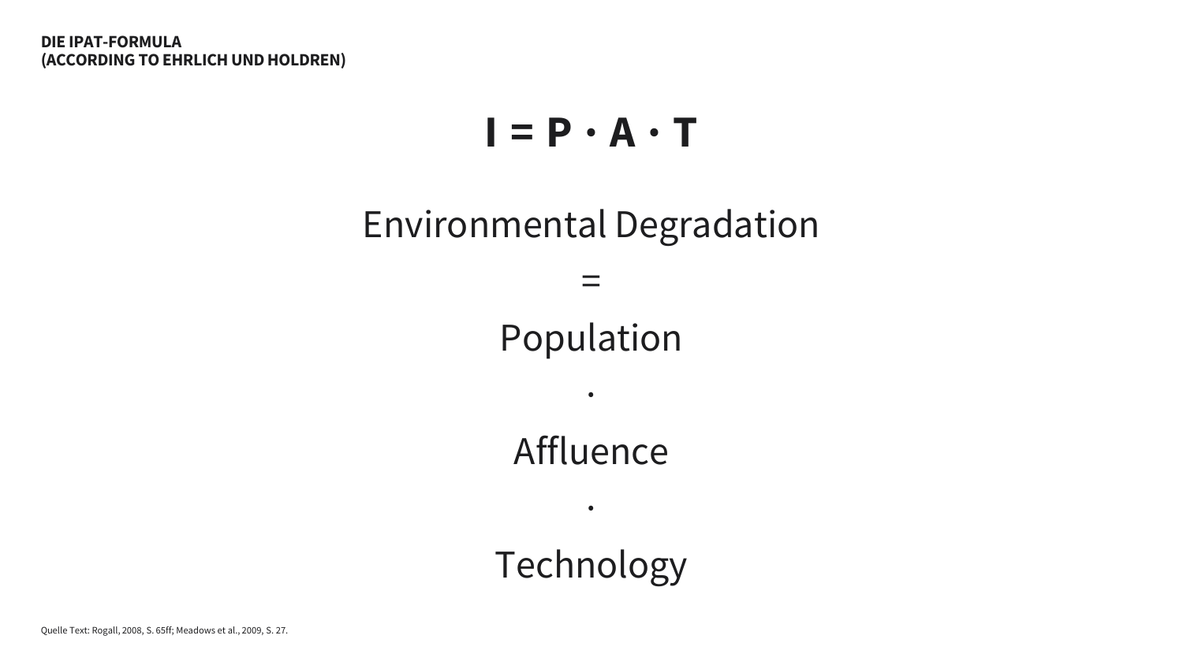## DIE IPAT-FORMULA (ACCORDING TO EHRLICH UND HOLDREN)

$$I = P \cdot A \cdot T$$

Environmental Degradation

=

Population

·

Affluence

·

Technology

Quelle Text: Rogall, 2008, S. 65ff; Meadows et al., 2009, S. 27.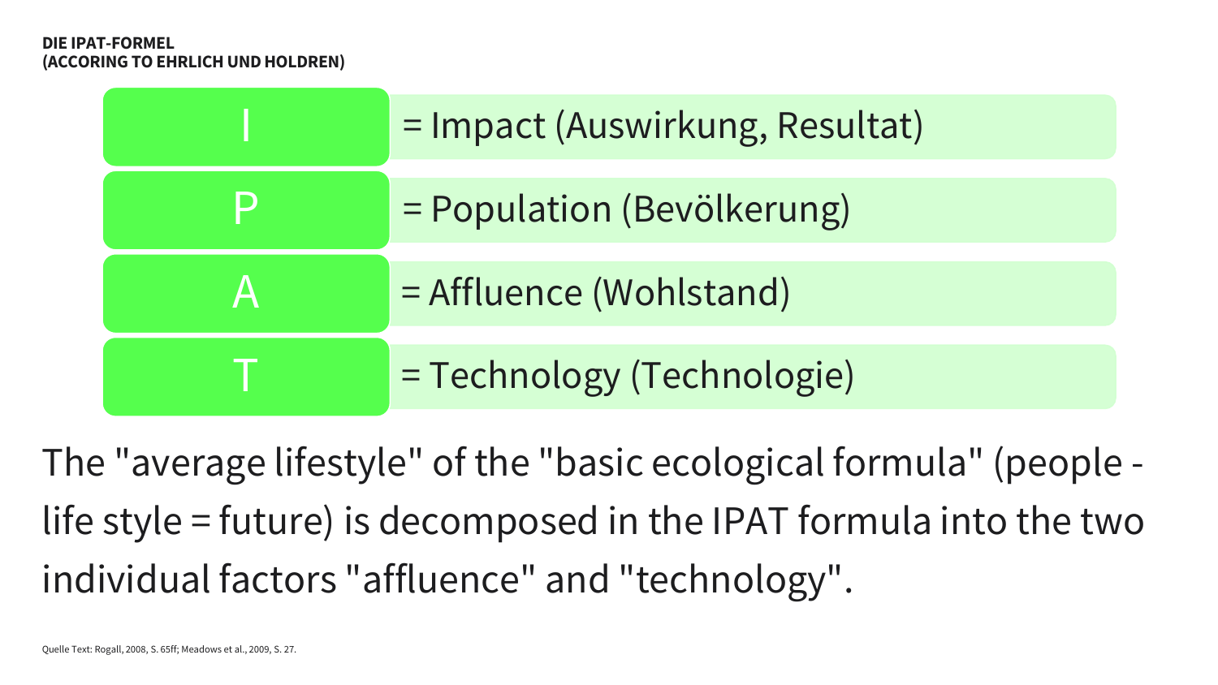## DIE IPAT-FORMEL
## (ACCORING TO EHRLICH UND HOLDREN)

| | |
|---|---|
| I | = Impact (Auswirkung, Resultat) |
| P | = Population (Bevölkerung) |
| A | = Affluence (Wohlstand) |
| T | = Technology (Technologie) |

The "average lifestyle" of the "basic ecological formula" (people - life style = future) is decomposed in the IPAT formula into the two individual factors "affluence" and "technology".

Quelle Text: Rogall, 2008, S. 65ff; Meadows et al., 2009, S. 27.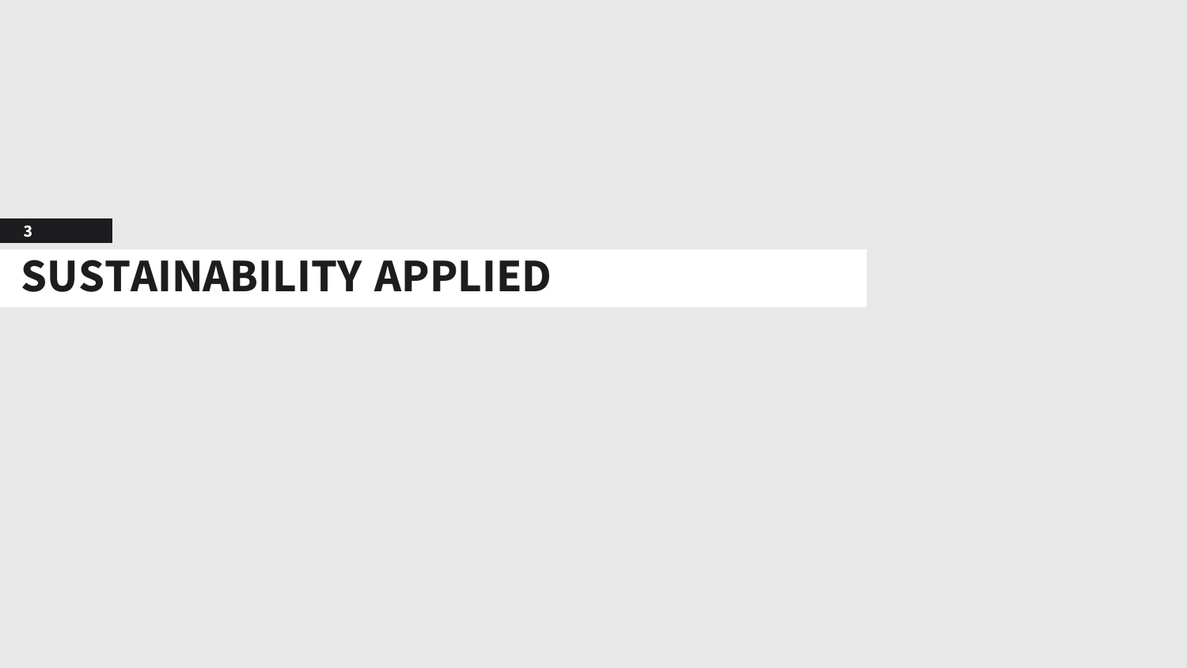3

# SUSTAINABILITY APPLIED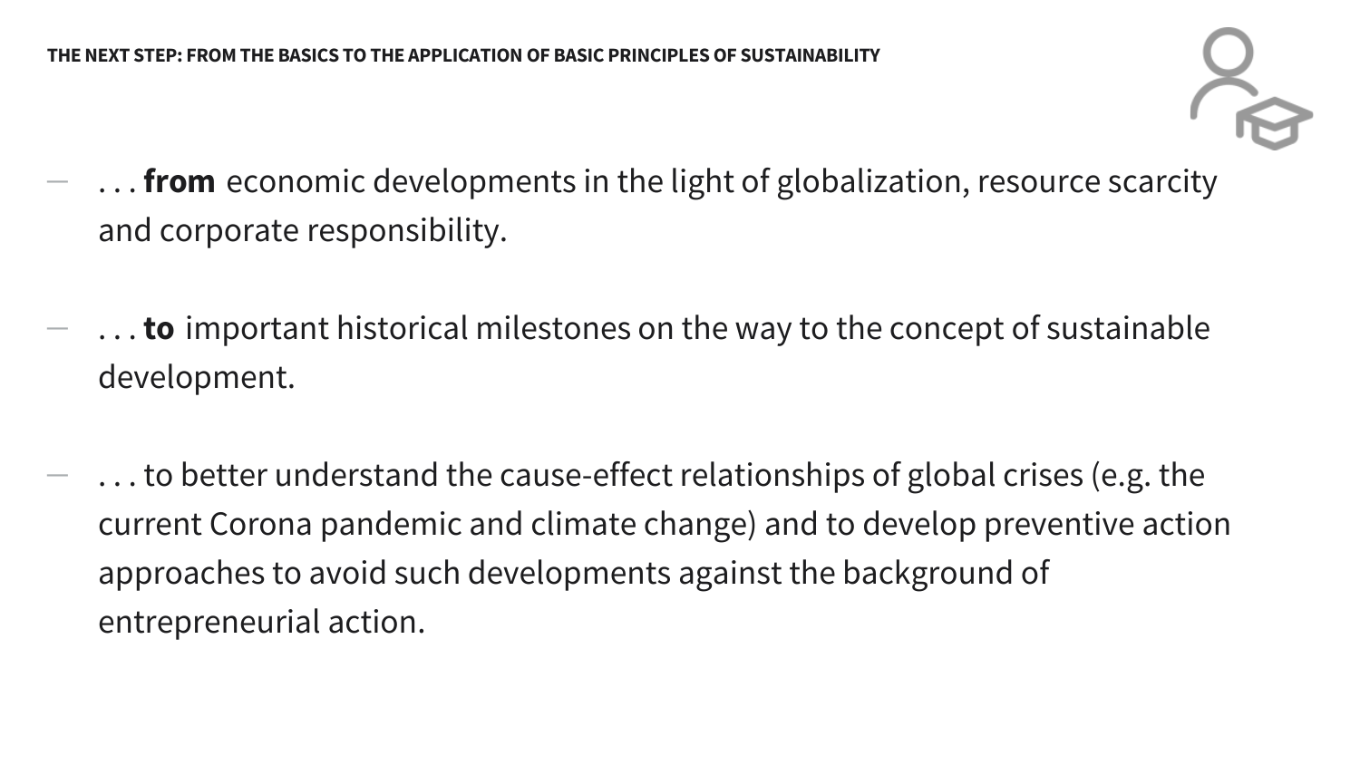## THE NEXT STEP: FROM THE BASICS TO THE APPLICATION OF BASIC PRINCIPLES OF SUSTAINABILITY

- . . . **from** economic developments in the light of globalization, resource scarcity and corporate responsibility.
- . . . **to** important historical milestones on the way to the concept of sustainable development.
- . . . to better understand the cause-effect relationships of global crises (e.g. the current Corona pandemic and climate change) and to develop preventive action approaches to avoid such developments against the background of entrepreneurial action.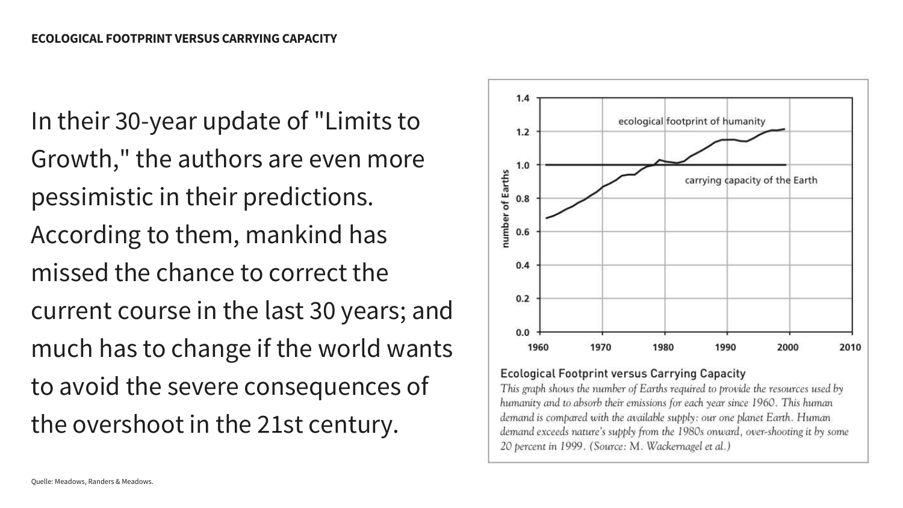## ECOLOGICAL FOOTPRINT VERSUS CARRYING CAPACITY

In their 30-year update of "Limits to Growth," the authors are even more pessimistic in their predictions. According to them, mankind has missed the chance to correct the current course in the last 30 years; and much has to change if the world wants to avoid the severe consequences of the overshoot in the 21st century.

**Ecological Footprint versus Carrying Capacity**

*This graph shows the number of Earths required to provide the resources used by humanity and to absorb their emissions for each year since 1960. This human demand is compared with the available supply: our one planet Earth. Human demand exceeds nature's supply from the 1980s onward, over-shooting it by some 20 percent in 1999. (Source: M. Wackernagel et al.)*

Quelle: Meadows, Randers & Meadows.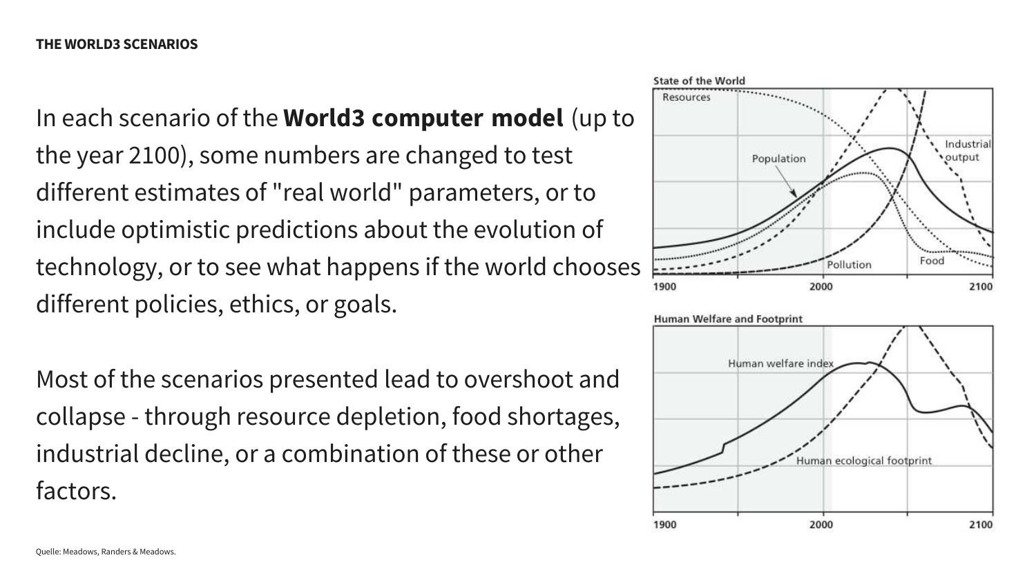THE WORLD3 SCENARIOS

In each scenario of the **World3 computer model** (up to the year 2100), some numbers are changed to test different estimates of "real world" parameters, or to include optimistic predictions about the evolution of technology, or to see what happens if the world chooses different policies, ethics, or goals.

Most of the scenarios presented lead to overshoot and collapse - through resource depletion, food shortages, industrial decline, or a combination of these or other factors.

State of the World

Resources, Population, Industrial output, Pollution, Food

1900 2000 2100

Human Welfare and Footprint

Human welfare index, Human ecological footprint

1900 2000 2100

Quelle: Meadows, Randers & Meadows.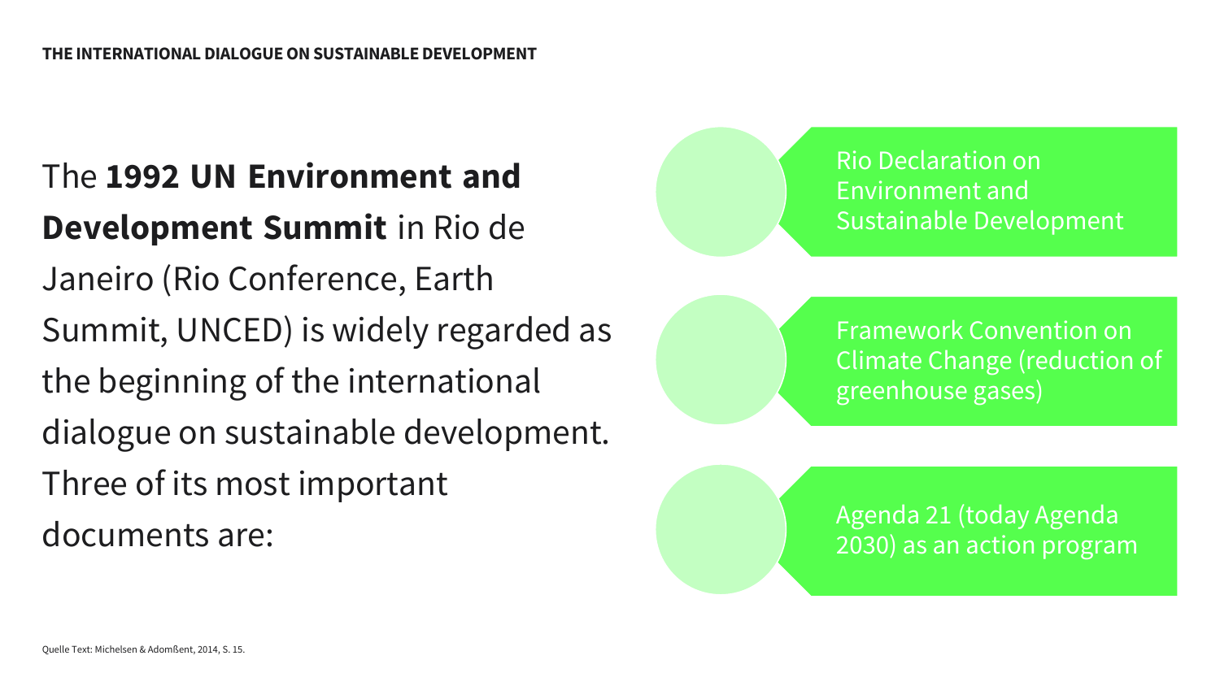## THE INTERNATIONAL DIALOGUE ON SUSTAINABLE DEVELOPMENT

The **1992 UN Environment and Development Summit** in Rio de Janeiro (Rio Conference, Earth Summit, UNCED) is widely regarded as the beginning of the international dialogue on sustainable development. Three of its most important documents are:

- Rio Declaration on Environment and Sustainable Development
- Framework Convention on Climate Change (reduction of greenhouse gases)
- Agenda 21 (today Agenda 2030) as an action program

Quelle Text: Michelsen & Adomßent, 2014, S. 15.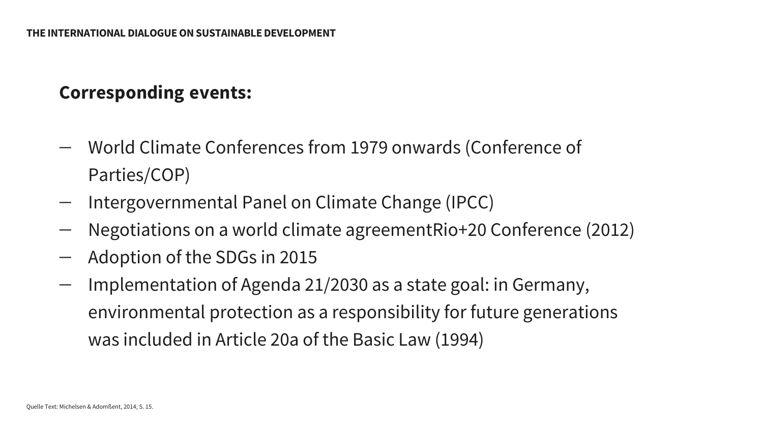## Corresponding events:

- World Climate Conferences from 1979 onwards (Conference of Parties/COP)
- Intergovernmental Panel on Climate Change (IPCC)
- Negotiations on a world climate agreementRio+20 Conference (2012)
- Adoption of the SDGs in 2015
- Implementation of Agenda 21/2030 as a state goal: in Germany, environmental protection as a responsibility for future generations was included in Article 20a of the Basic Law (1994)

Quelle Text: Michelsen & Adomßent, 2014, S. 15.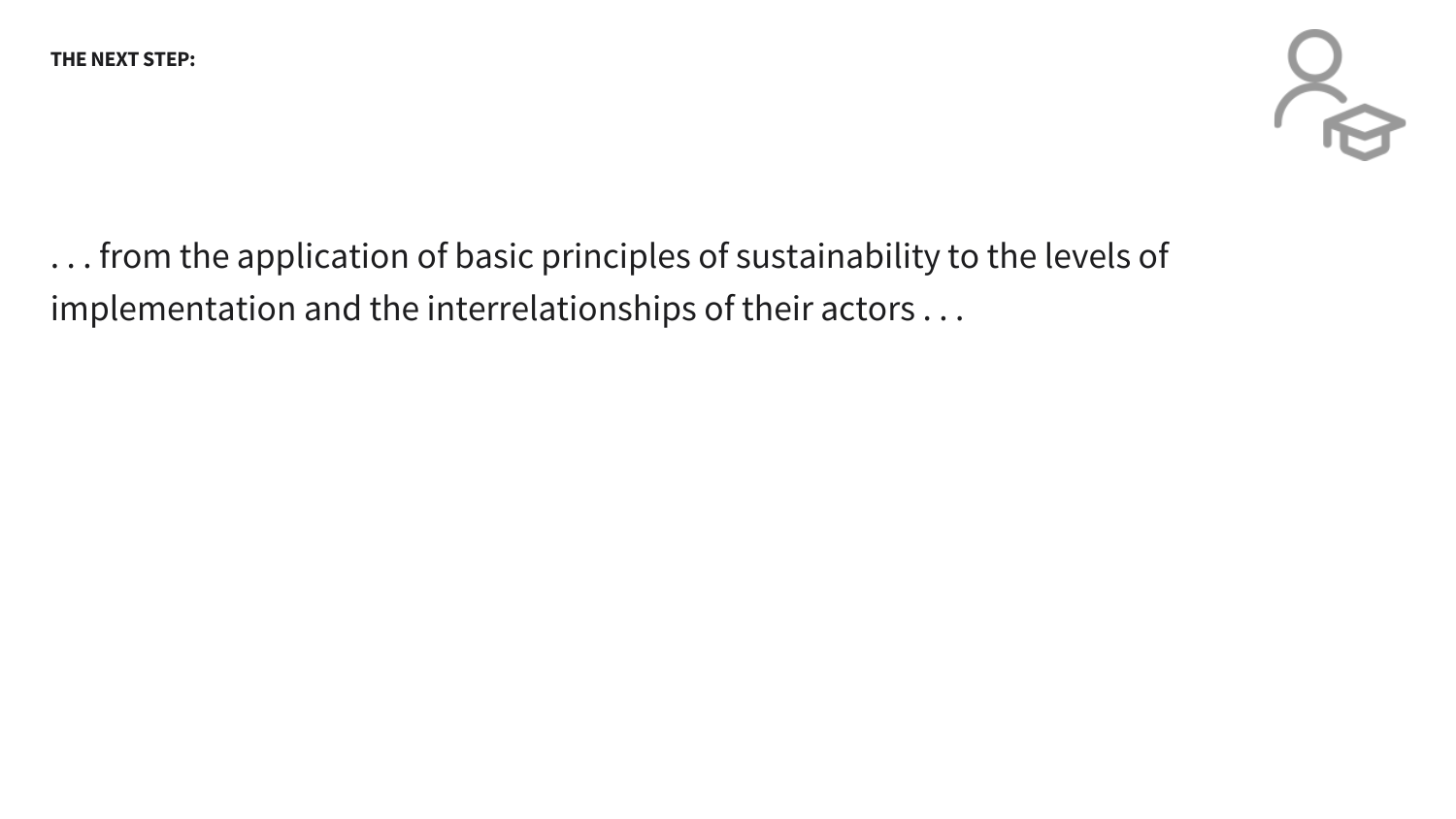**THE NEXT STEP:**

. . . from the application of basic principles of sustainability to the levels of implementation and the interrelationships of their actors . . .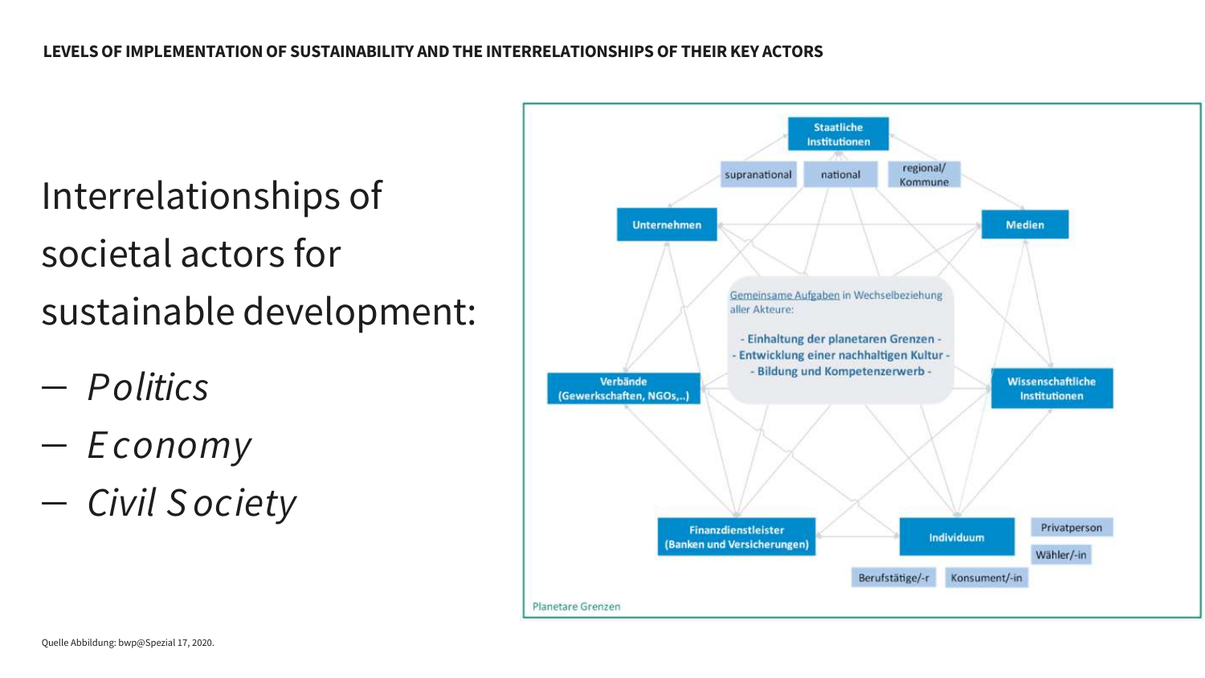## LEVELS OF IMPLEMENTATION OF SUSTAINABILITY AND THE INTERRELATIONSHIPS OF THEIR KEY ACTORS

Interrelationships of societal actors for sustainable development:

- *Politics*
- *Economy*
- *Civil Society*

Staatliche Institutionen

supranational | national | regional/ Kommune

Unternehmen

Medien

Gemeinsame Aufgaben in Wechselbeziehung aller Akteure:

- Einhaltung der planetaren Grenzen -
- Entwicklung einer nachhaltigen Kultur -
- Bildung und Kompetenzerwerb -

Verbände (Gewerkschaften, NGOs,..)

Wissenschaftliche Institutionen

Finanzdienstleister (Banken und Versicherungen)

Individuum

Privatperson | Wähler/-in | Berufstätige/-r | Konsument/-in

Planetare Grenzen

Quelle Abbildung: bwp@Spezial 17, 2020.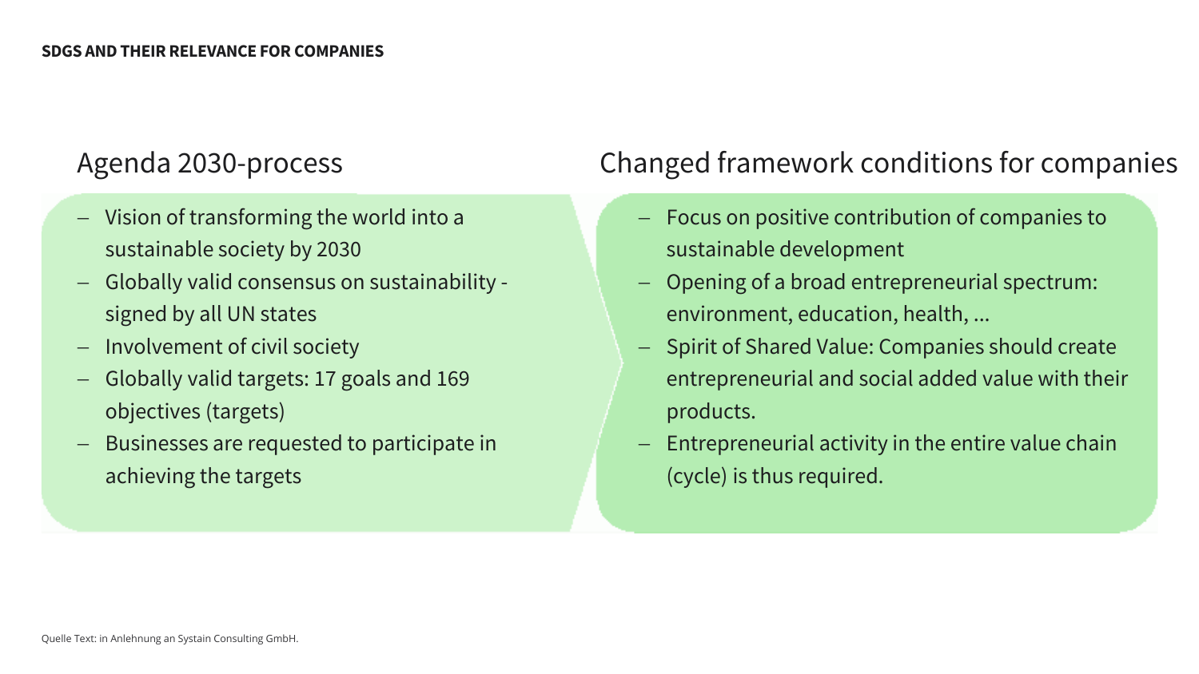# SDGS AND THEIR RELEVANCE FOR COMPANIES

## Agenda 2030-process

- Vision of transforming the world into a sustainable society by 2030
- Globally valid consensus on sustainability - signed by all UN states
- Involvement of civil society
- Globally valid targets: 17 goals and 169 objectives (targets)
- Businesses are requested to participate in achieving the targets

## Changed framework conditions for companies

- Focus on positive contribution of companies to sustainable development
- Opening of a broad entrepreneurial spectrum: environment, education, health, ...
- Spirit of Shared Value: Companies should create entrepreneurial and social added value with their products.
- Entrepreneurial activity in the entire value chain (cycle) is thus required.

Quelle Text: in Anlehnung an Systain Consulting GmbH.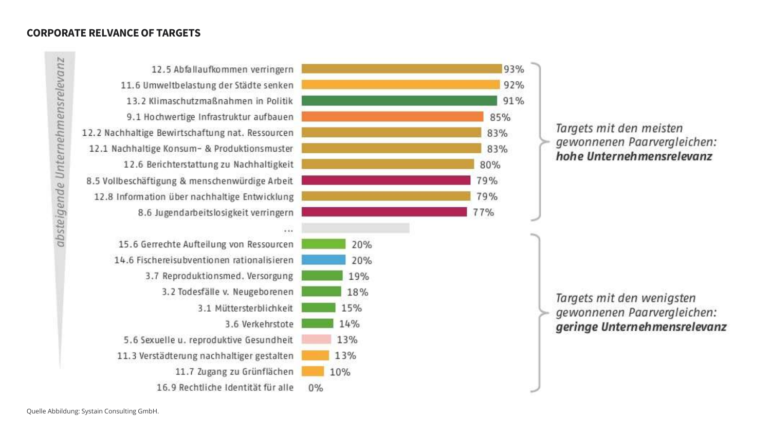## CORPORATE RELVANCE OF TARGETS

*absteigende Unternehmensrelevanz*

| Target | Relevanz |
|---|---|
| 12.5 Abfallaufkommen verringern | 93% |
| 11.6 Umweltbelastung der Städte senken | 92% |
| 13.2 Klimaschutzmaßnahmen in Politik | 91% |
| 9.1 Hochwertige Infrastruktur aufbauen | 85% |
| 12.2 Nachhaltige Bewirtschaftung nat. Ressourcen | 83% |
| 12.1 Nachhaltige Konsum- & Produktionsmuster | 83% |
| 12.6 Berichterstattung zu Nachhaltigkeit | 80% |
| 8.5 Vollbeschäftigung & menschenwürdige Arbeit | 79% |
| 12.8 Information über nachhaltige Entwicklung | 79% |
| 8.6 Jugendarbeitslosigkeit verringern | 77% |
| ... | |
| 15.6 Gerrechte Aufteilung von Ressourcen | 20% |
| 14.6 Fischereisubventionen rationalisieren | 20% |
| 3.7 Reproduktionsmed. Versorgung | 19% |
| 3.2 Todesfälle v. Neugeborenen | 18% |
| 3.1 Müttersterblichkeit | 15% |
| 3.6 Verkehrstote | 14% |
| 5.6 Sexuelle u. reproduktive Gesundheit | 13% |
| 11.3 Verstädterung nachhaltiger gestalten | 13% |
| 11.7 Zugang zu Grünflächen | 10% |
| 16.9 Rechtliche Identität für alle | 0% |

*Targets mit den meisten gewonnenen Paarvergleichen:* ***hohe Unternehmensrelevanz***

*Targets mit den wenigsten gewonnenen Paarvergleichen:* ***geringe Unternehmensrelevanz***

Quelle Abbildung: Systain Consulting GmbH.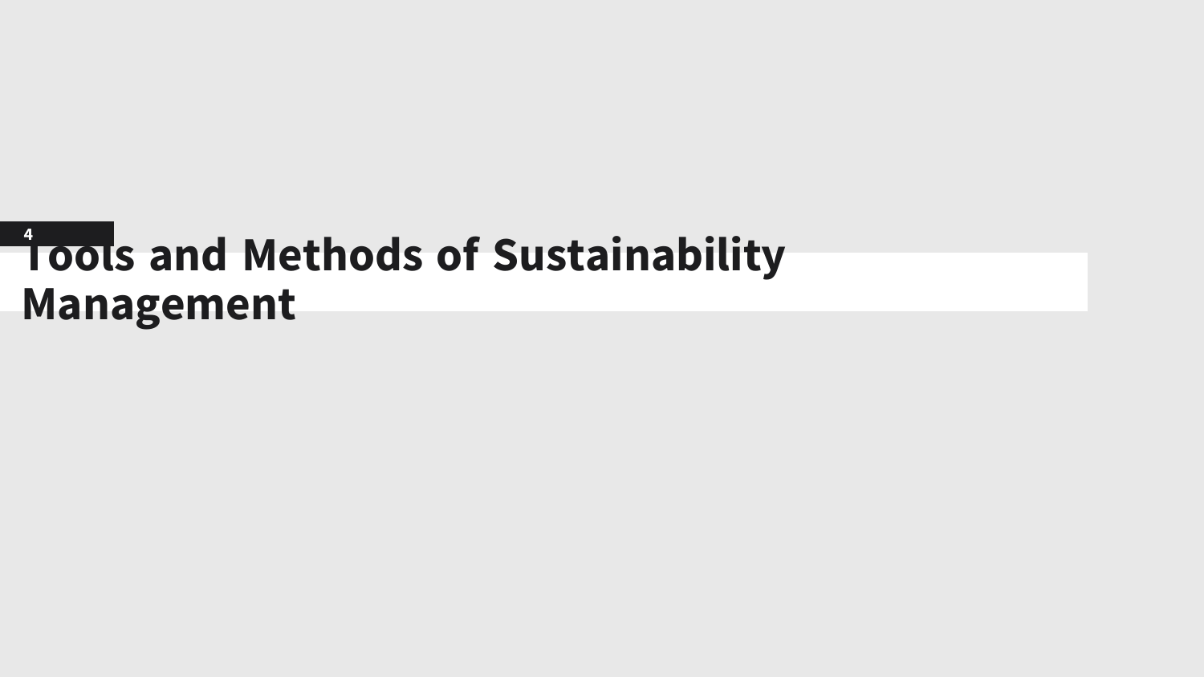# 4 Tools and Methods of Sustainability Management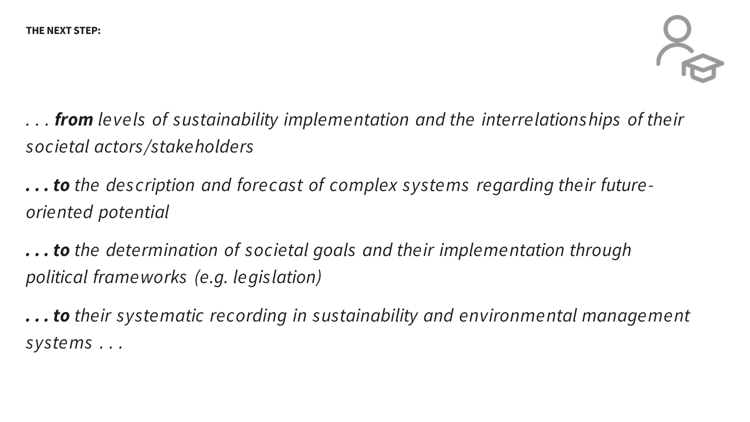**THE NEXT STEP:**

*. . . **from** levels of sustainability implementation and the interrelationships of their societal actors/stakeholders*

***. . . to** the description and forecast of complex systems regarding their future-oriented potential*

***. . . to** the determination of societal goals and their implementation through political frameworks (e.g. legislation)*

***. . . to** their systematic recording in sustainability and environmental management systems . . .*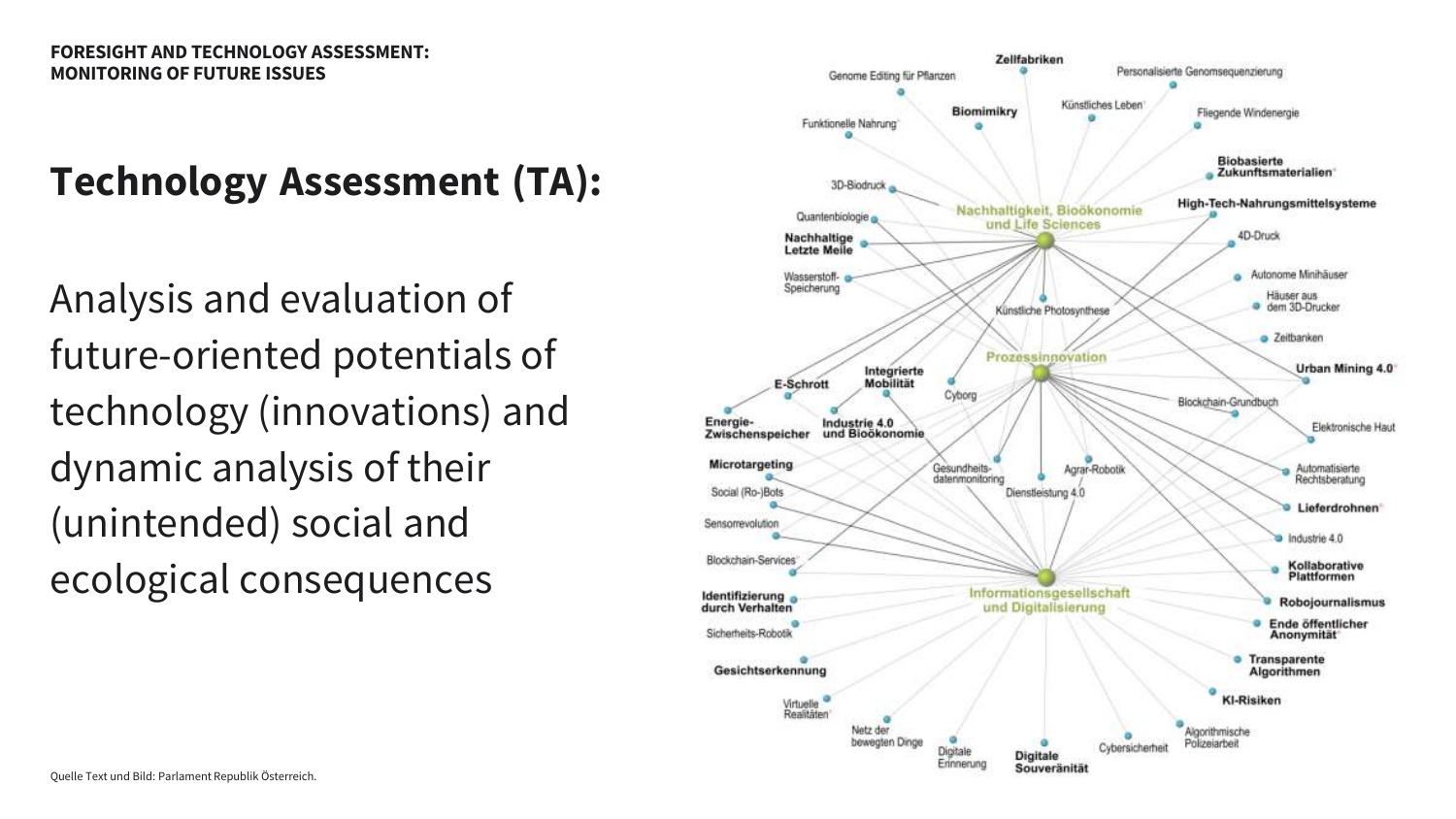**FORESIGHT AND TECHNOLOGY ASSESSMENT: MONITORING OF FUTURE ISSUES**

# Technology Assessment (TA):

Analysis and evaluation of future-oriented potentials of technology (innovations) and dynamic analysis of their (unintended) social and ecological consequences

Quelle Text und Bild: Parlament Republik Österreich.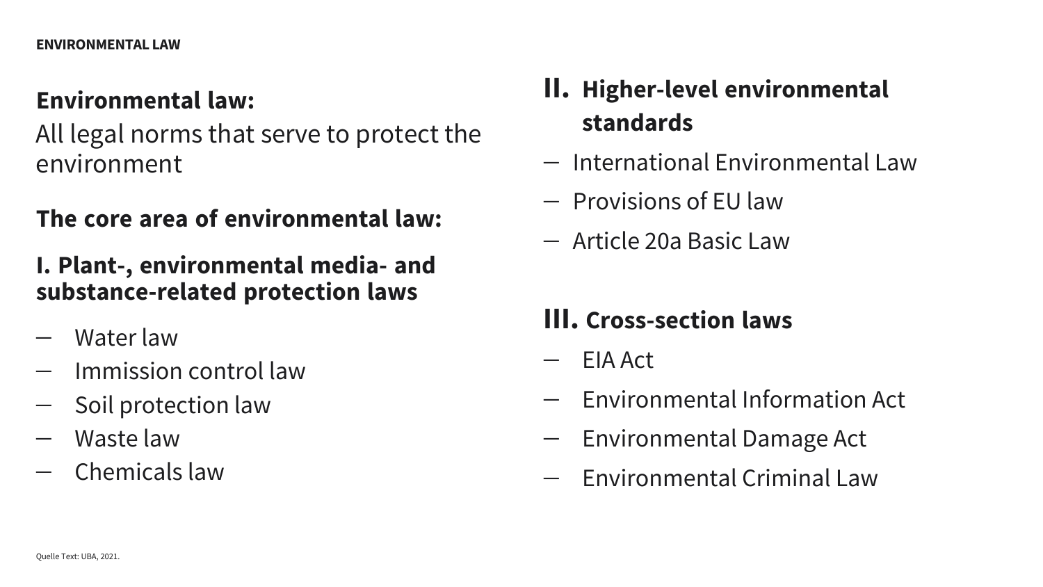**Environmental law:**
All legal norms that serve to protect the environment

**The core area of environmental law:**

**I. Plant-, environmental media- and substance-related protection laws**

- Water law
- Immission control law
- Soil protection law
- Waste law
- Chemicals law

**II. Higher-level environmental standards**

- International Environmental Law
- Provisions of EU law
- Article 20a Basic Law

**III. Cross-section laws**

- EIA Act
- Environmental Information Act
- Environmental Damage Act
- Environmental Criminal Law

Quelle Text: UBA, 2021.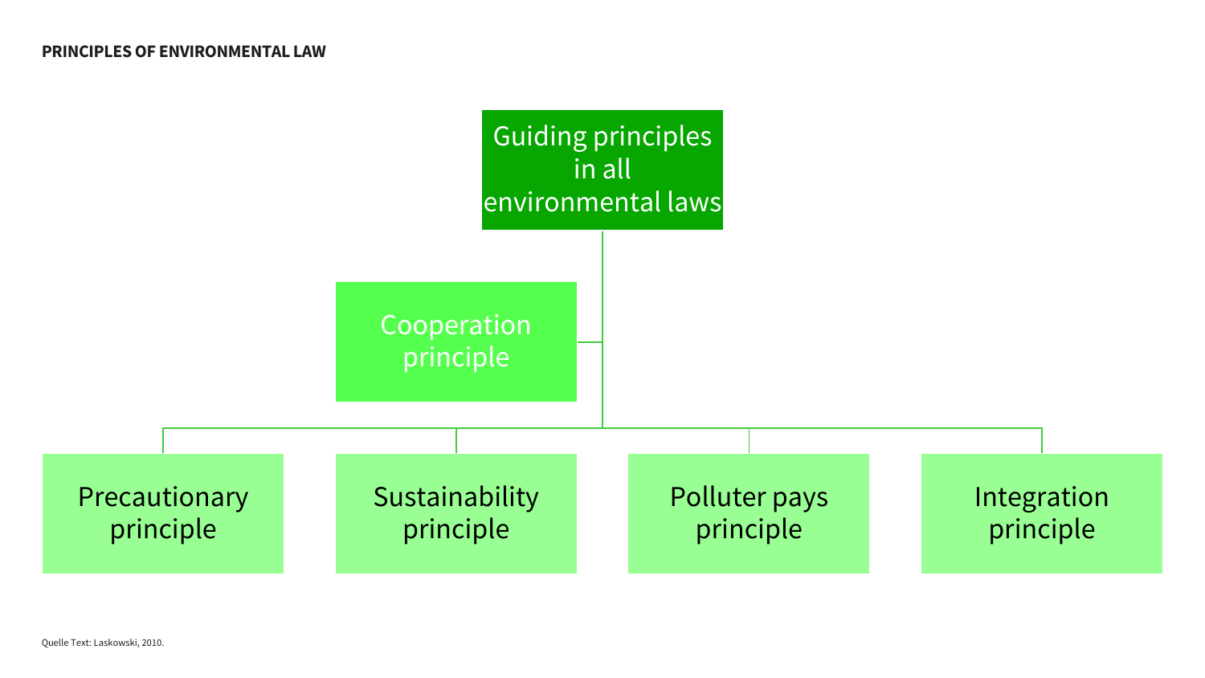**PRINCIPLES OF ENVIRONMENTAL LAW**

- Guiding principles in all environmental laws
  - Cooperation principle
  - Precautionary principle
  - Sustainability principle
  - Polluter pays principle
  - Integration principle

Quelle Text: Laskowski, 2010.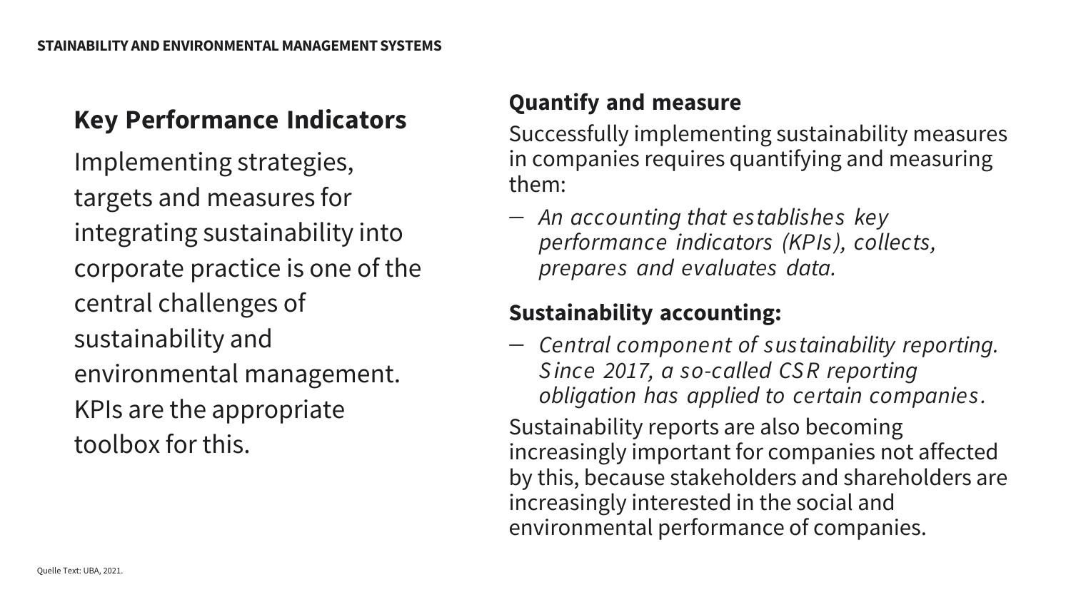## Key Performance Indicators

Implementing strategies, targets and measures for integrating sustainability into corporate practice is one of the central challenges of sustainability and environmental management. KPIs are the appropriate toolbox for this.

### Quantify and measure

Successfully implementing sustainability measures in companies requires quantifying and measuring them:

- *An accounting that establishes key performance indicators (KPIs), collects, prepares and evaluates data.*

### Sustainability accounting:

- *Central component of sustainability reporting. Since 2017, a so-called CSR reporting obligation has applied to certain companies.*

Sustainability reports are also becoming increasingly important for companies not affected by this, because stakeholders and shareholders are increasingly interested in the social and environmental performance of companies.

Quelle Text: UBA, 2021.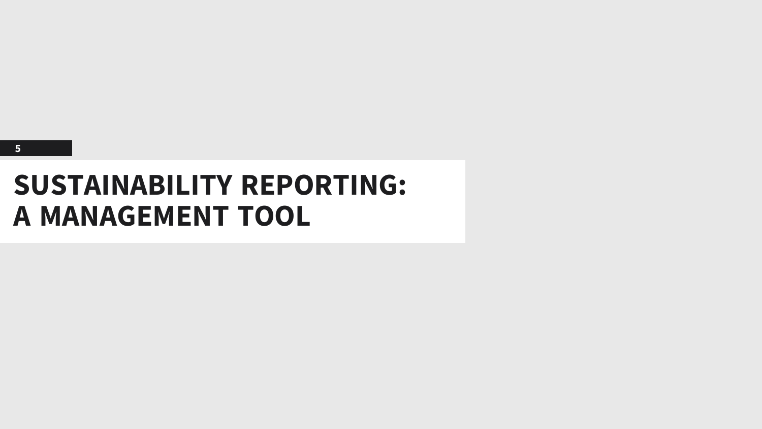5

# SUSTAINABILITY REPORTING: A MANAGEMENT TOOL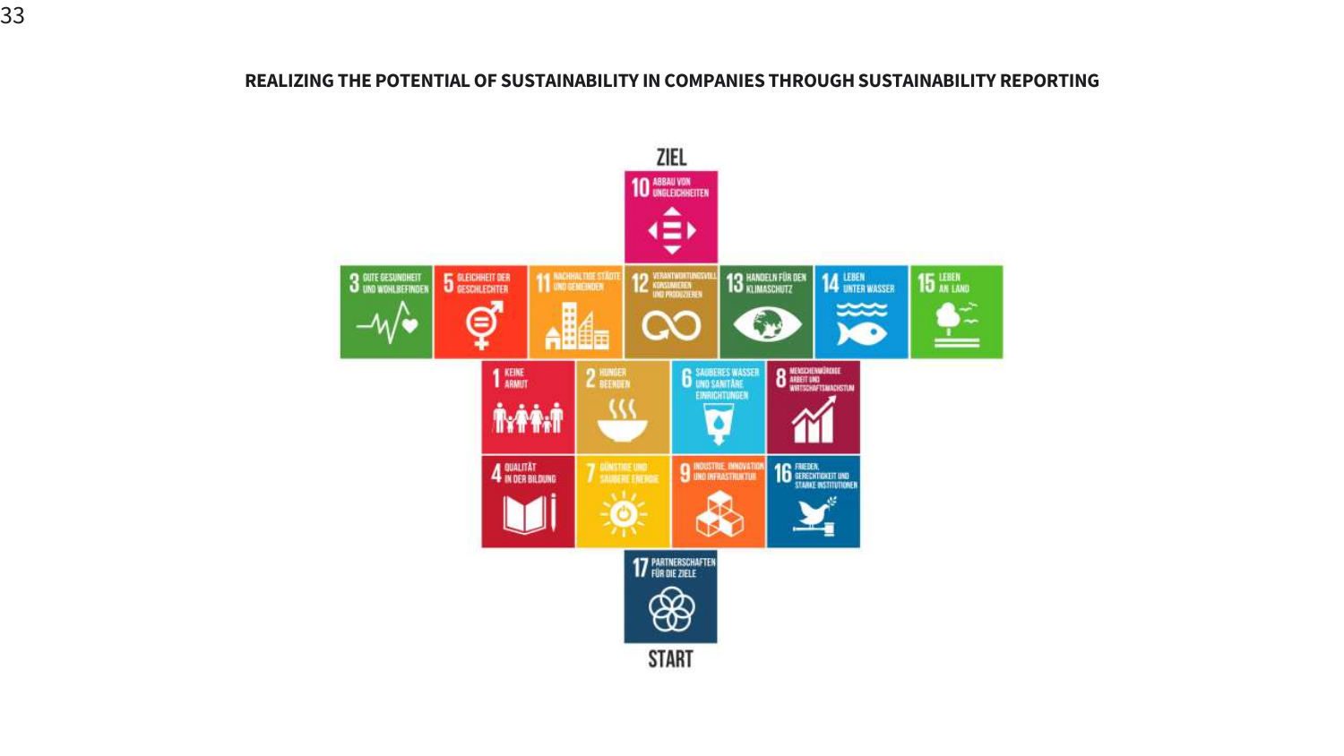ZIEL

10 ABBAU VON UNGLEICHHEITEN

3 GUTE GESUNDHEIT UND WOHLBEFINDEN

5 GLEICHHEIT DER GESCHLECHTER

11 NACHHALTIGE STÄDTE UND GEMEINDEN

12 VERANTWORTUNGSVOLL KONSUMIEREN UND PRODUZIEREN

13 HANDELN FÜR DEN KLIMASCHUTZ

14 LEBEN UNTER WASSER

15 LEBEN AN LAND

1 KEINE ARMUT

2 HUNGER BEENDEN

6 SAUBERES WASSER UND SANITÄRE EINRICHTUNGEN

8 MENSCHENWÜRDIGE ARBEIT UND WIRTSCHAFTSWACHSTUM

4 QUALITÄT IN DER BILDUNG

7 GÜNSTIGE UND SAUBERE ENERGIE

9 INDUSTRIE, INNOVATION UND INFRASTRUKTUR

16 FRIEDEN, GERECHTIGKEIT UND STARKE INSTITUTIONEN

17 PARTNERSCHAFTEN FÜR DIE ZIELE

START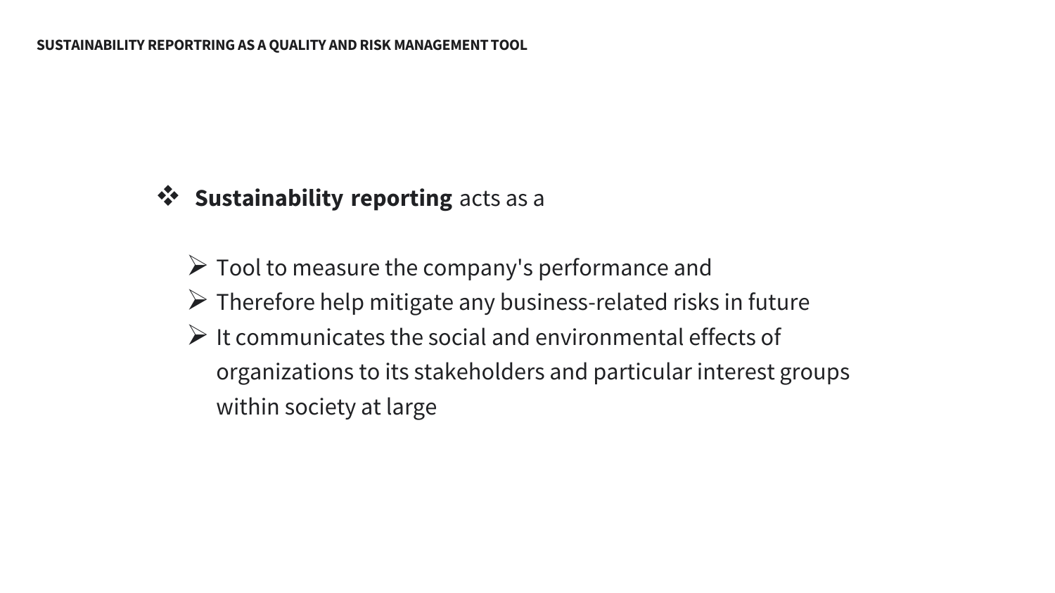## SUSTAINABILITY REPORTRING AS A QUALITY AND RISK MANAGEMENT TOOL

- **Sustainability reporting** acts as a
  - Tool to measure the company's performance and
  - Therefore help mitigate any business-related risks in future
  - It communicates the social and environmental effects of organizations to its stakeholders and particular interest groups within society at large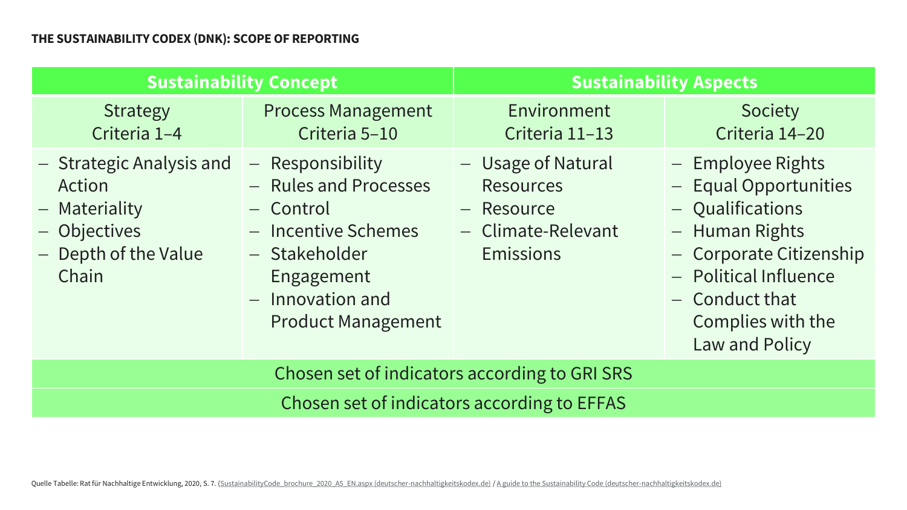**THE SUSTAINABILITY CODEX (DNK): SCOPE OF REPORTING**

| Sustainability Concept | | Sustainability Aspects | |
|---|---|---|---|
| Strategy Criteria 1–4 | Process Management Criteria 5–10 | Environment Criteria 11–13 | Society Criteria 14–20 |
| – Strategic Analysis and Action<br>– Materiality<br>– Objectives<br>– Depth of the Value Chain | – Responsibility<br>– Rules and Processes<br>– Control<br>– Incentive Schemes<br>– Stakeholder Engagement<br>– Innovation and Product Management | – Usage of Natural Resources<br>– Resource<br>– Climate-Relevant Emissions | – Employee Rights<br>– Equal Opportunities<br>– Qualifications<br>– Human Rights<br>– Corporate Citizenship<br>– Political Influence<br>– Conduct that Complies with the Law and Policy |
| Chosen set of indicators according to GRI SRS | | | |
| Chosen set of indicators according to EFFAS | | | |

Quelle Tabelle: Rat für Nachhaltige Entwicklung, 2020, S. 7. (SustainabilityCode_brochure_2020_A5_EN.aspx (deutscher-nachhaltigkeitskodex.de) / A guide to the Sustainability Code (deutscher-nachhaltigkeitskodex.de)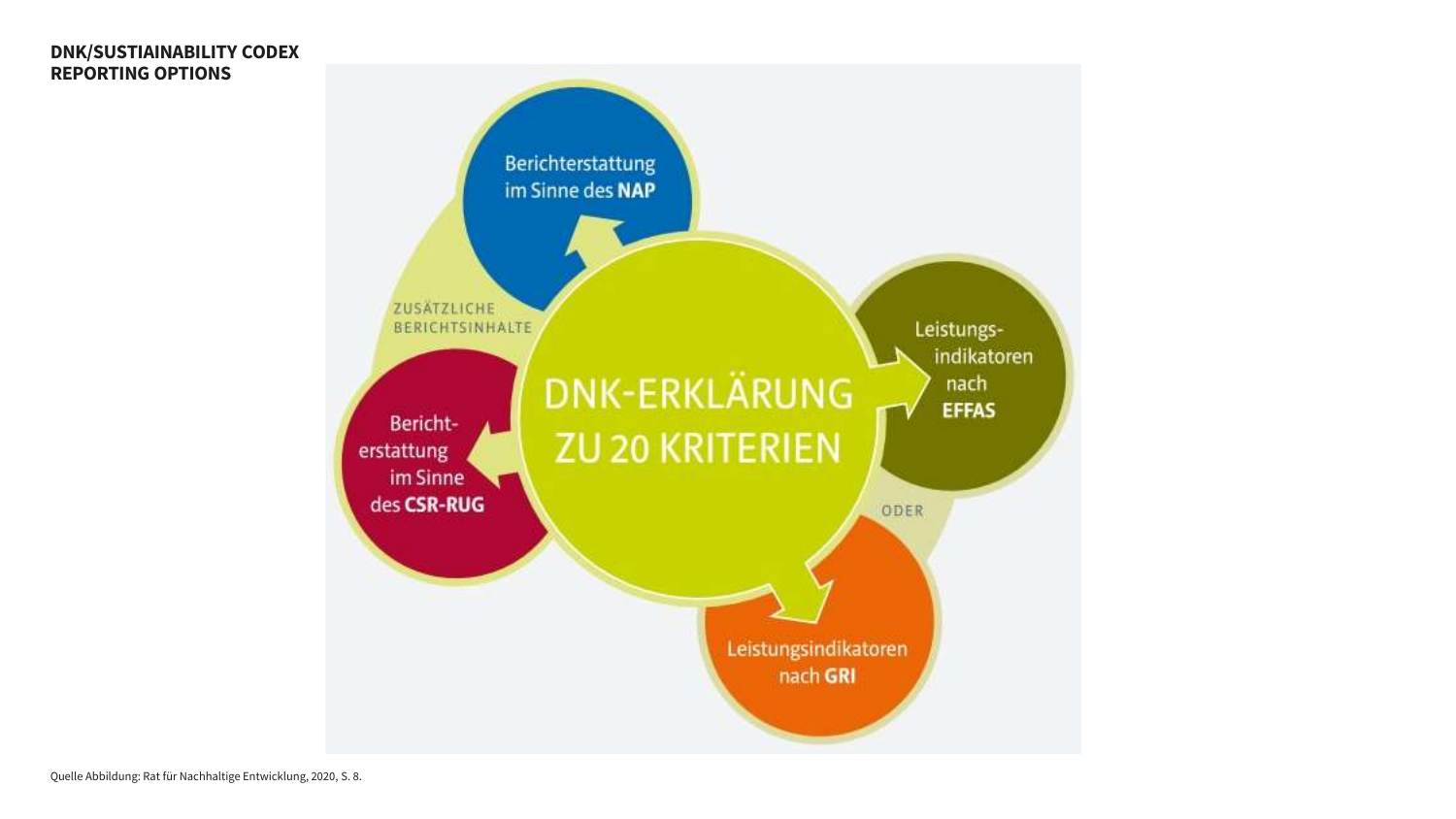**DNK/SUSTIAINABILITY CODEX REPORTING OPTIONS**

Berichterstattung im Sinne des **NAP**

ZUSÄTZLICHE BERICHTSINHALTE

Berichterstattung im Sinne des **CSR-RUG**

DNK-ERKLÄRUNG ZU 20 KRITERIEN

Leistungsindikatoren nach **EFFAS**

ODER

Leistungsindikatoren nach **GRI**

Quelle Abbildung: Rat für Nachhaltige Entwicklung, 2020, S. 8.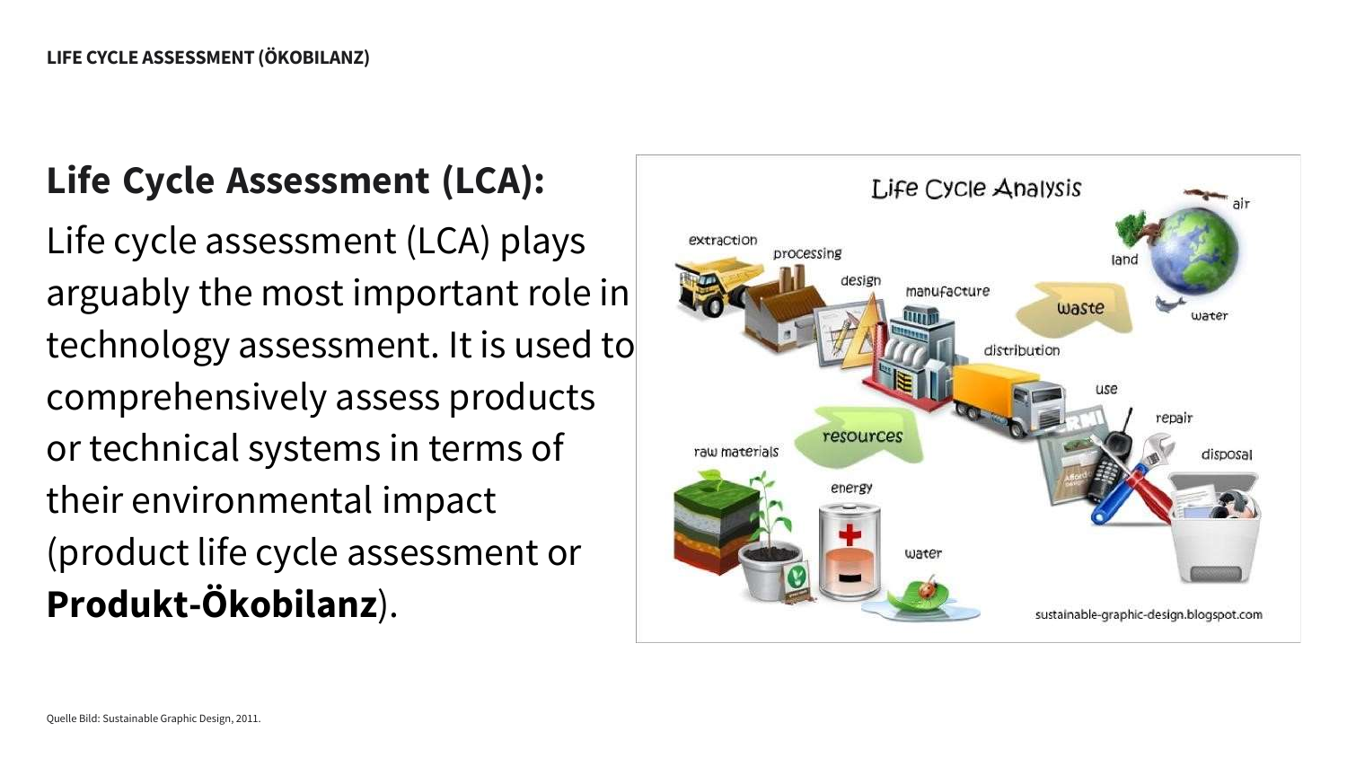## Life Cycle Assessment (LCA):

Life cycle assessment (LCA) plays arguably the most important role in technology assessment. It is used to comprehensively assess products or technical systems in terms of their environmental impact (product life cycle assessment or **Produkt-Ökobilanz**).

Quelle Bild: Sustainable Graphic Design, 2011.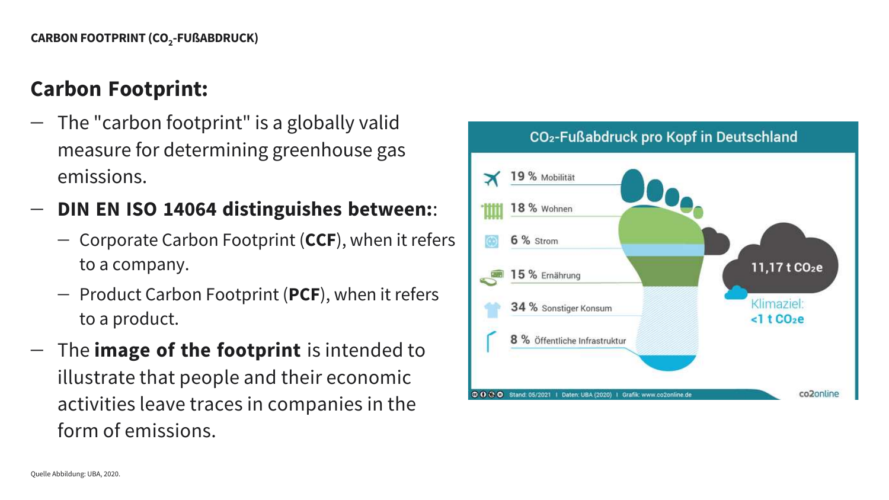CARBON FOOTPRINT ($CO_2$-FUßABDRUCK)

## Carbon Footprint:

- The "carbon footprint" is a globally valid measure for determining greenhouse gas emissions.
- **DIN EN ISO 14064 distinguishes between:**:
  - Corporate Carbon Footprint (**CCF**), when it refers to a company.
  - Product Carbon Footprint (**PCF**), when it refers to a product.
- The **image of the footprint** is intended to illustrate that people and their economic activities leave traces in companies in the form of emissions.

$CO_2$-Fußabdruck pro Kopf in Deutschland

- 19 % Mobilität
- 18 % Wohnen
- 6 % Strom
- 15 % Ernährung
- 34 % Sonstiger Konsum
- 8 % Öffentliche Infrastruktur

11,17 t $CO_2e$

Klimaziel: <1 t $CO_2e$

Stand: 05/2021 | Daten: UBA (2020) | Grafik: www.co2online.de

co2online

Quelle Abbildung: UBA, 2020.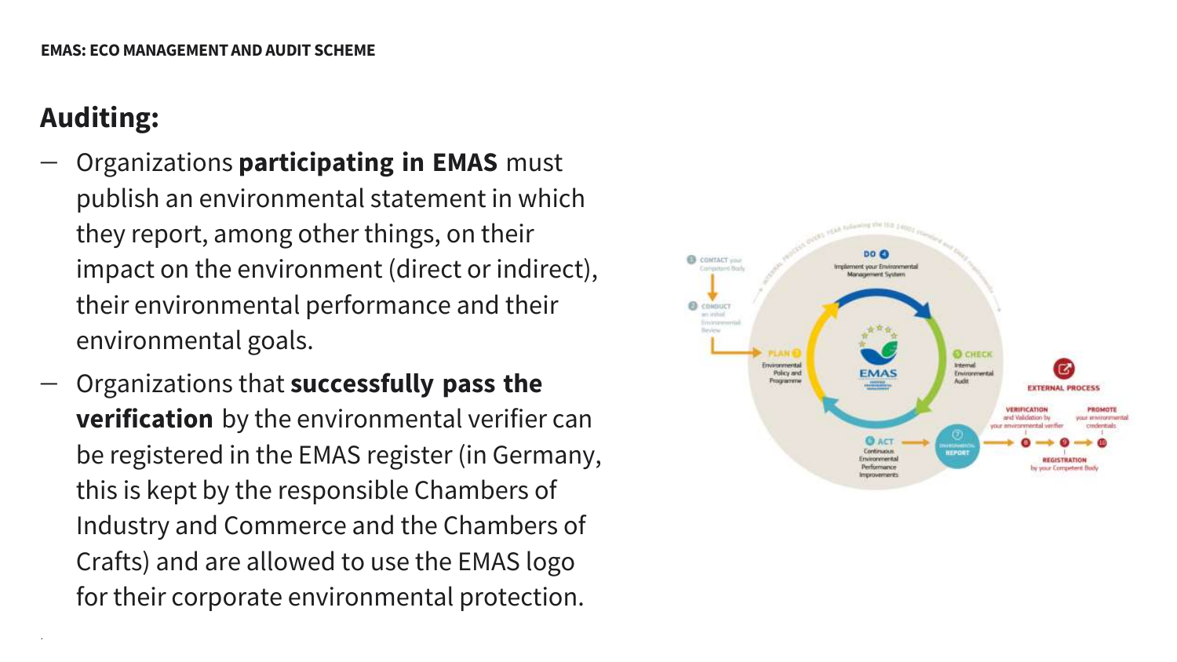## Auditing:

- Organizations **participating in EMAS** must publish an environmental statement in which they report, among other things, on their impact on the environment (direct or indirect), their environmental performance and their environmental goals.
- Organizations that **successfully pass the verification** by the environmental verifier can be registered in the EMAS register (in Germany, this is kept by the responsible Chambers of Industry and Commerce and the Chambers of Crafts) and are allowed to use the EMAS logo for their corporate environmental protection.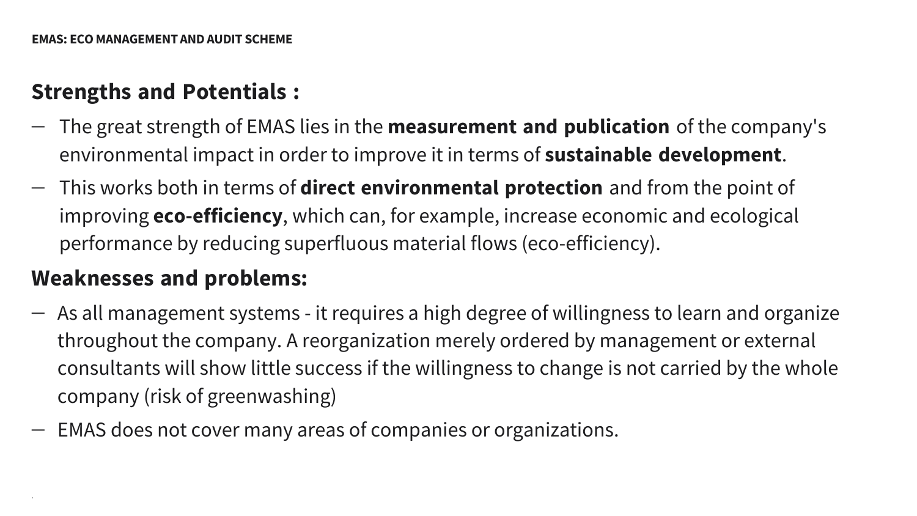EMAS: ECO MANAGEMENT AND AUDIT SCHEME

## Strengths and Potentials :

- The great strength of EMAS lies in the **measurement and publication** of the company's environmental impact in order to improve it in terms of **sustainable development**.
- This works both in terms of **direct environmental protection** and from the point of improving **eco-efficiency**, which can, for example, increase economic and ecological performance by reducing superfluous material flows (eco-efficiency).

## Weaknesses and problems:

- As all management systems - it requires a high degree of willingness to learn and organize throughout the company. A reorganization merely ordered by management or external consultants will show little success if the willingness to change is not carried by the whole company (risk of greenwashing)
- EMAS does not cover many areas of companies or organizations.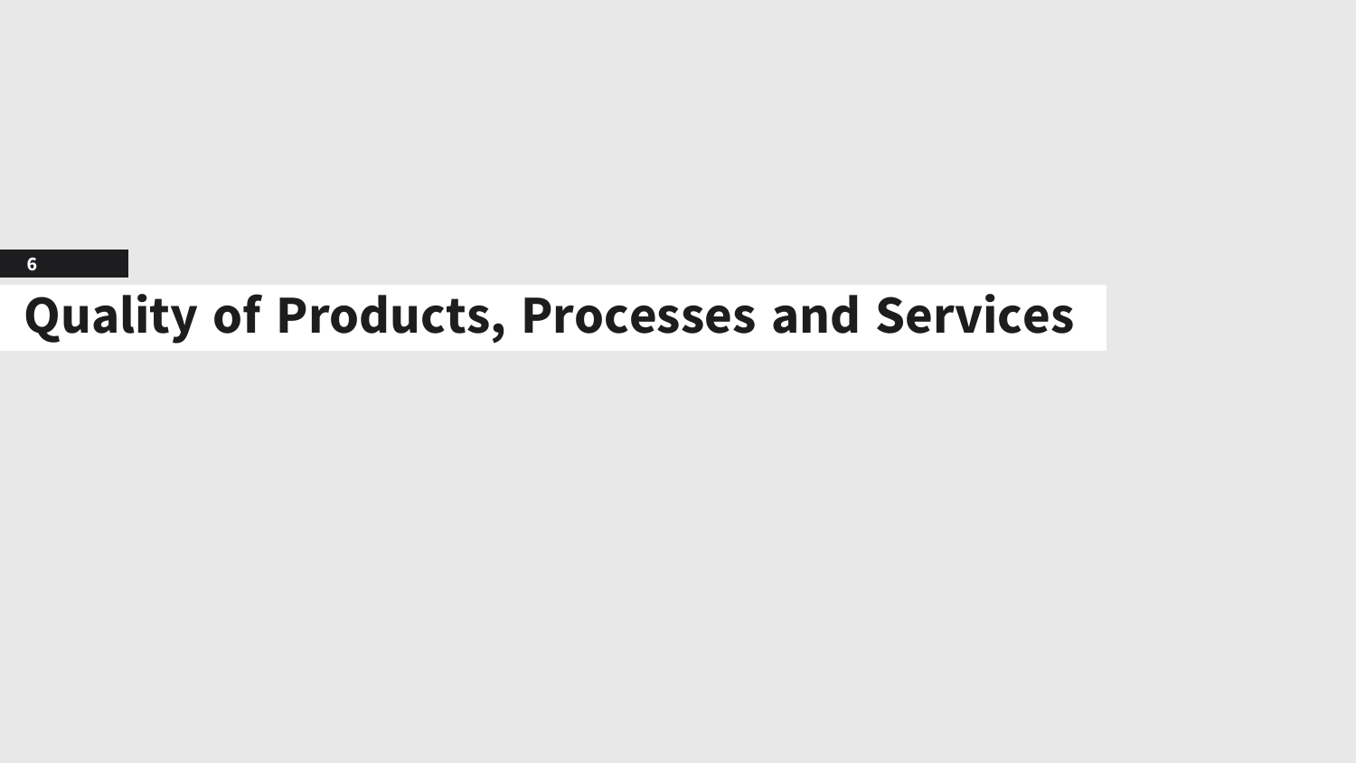# 6 Quality of Products, Processes and Services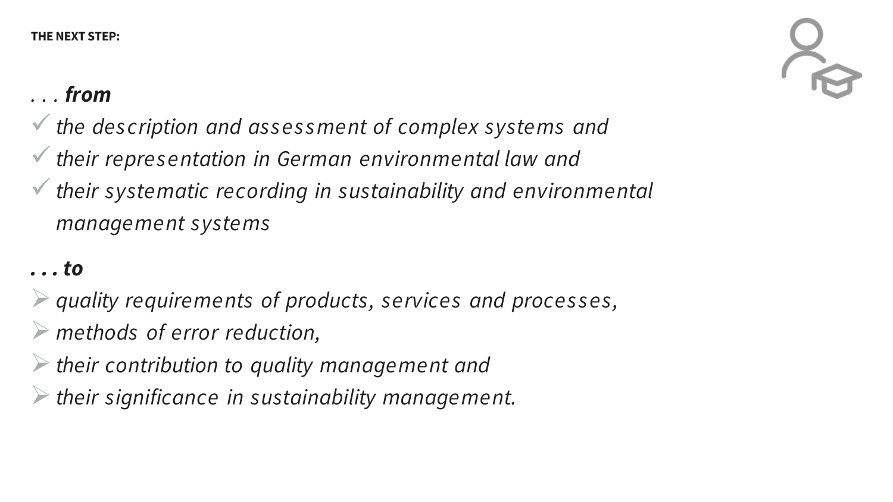**THE NEXT STEP:**

*. . . **from***

- ✓ *the description and assessment of complex systems and*
- ✓ *their representation in German environmental law and*
- ✓ *their systematic recording in sustainability and environmental management systems*

***. . . to***

- ➢ *quality requirements of products, services and processes,*
- ➢ *methods of error reduction,*
- ➢ *their contribution to quality management and*
- ➢ *their significance in sustainability management.*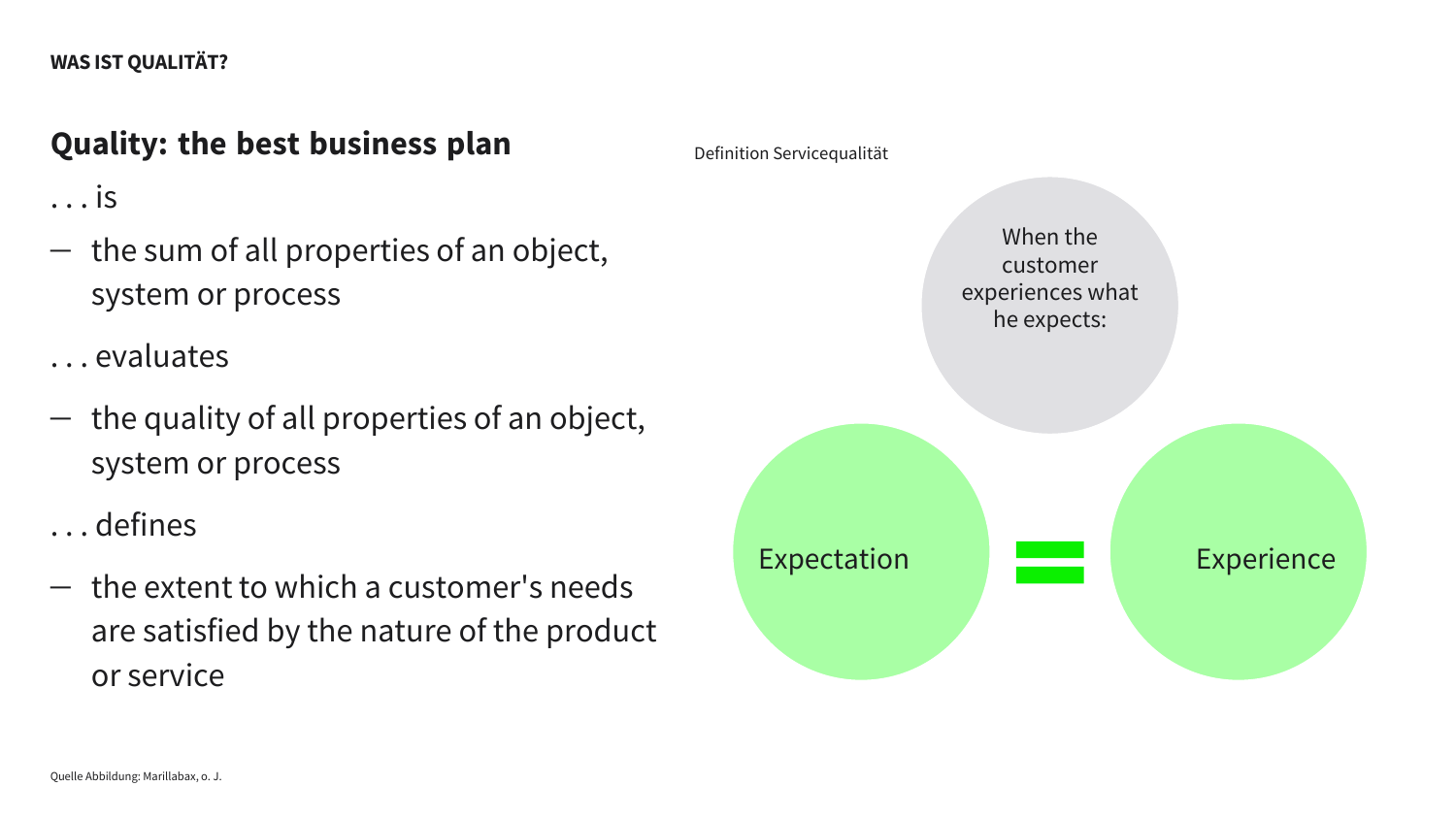**WAS IST QUALITÄT?**

## Quality: the best business plan

. . . is

- the sum of all properties of an object, system or process

. . . evaluates

- the quality of all properties of an object, system or process

. . . defines

- the extent to which a customer's needs are satisfied by the nature of the product or service

Definition Servicequalität

When the customer experiences what he expects:

Expectation = Experience

Quelle Abbildung: Marillabax, o. J.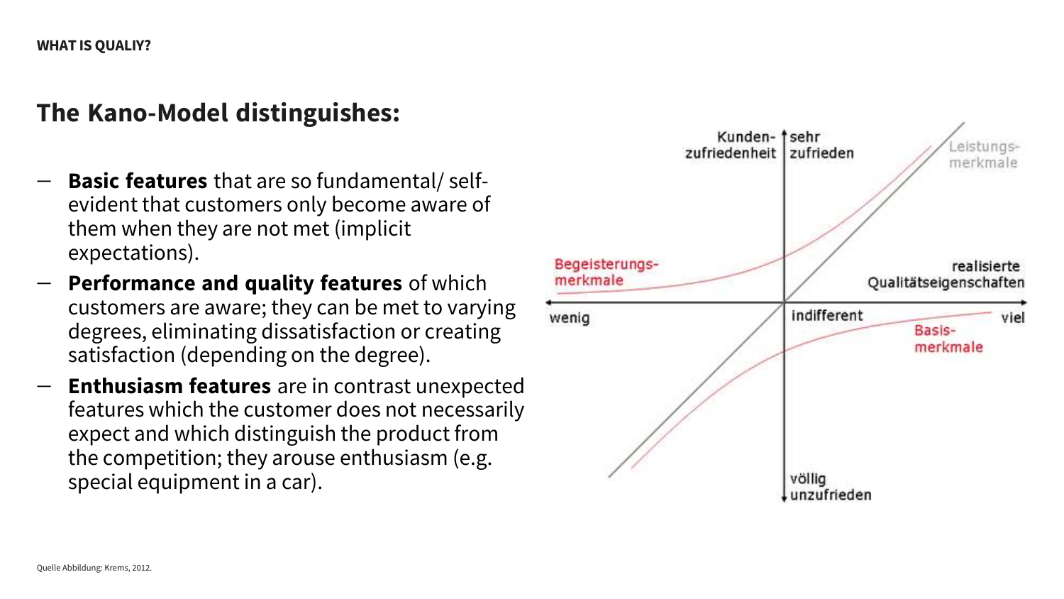## The Kano-Model distinguishes:

- **Basic features** that are so fundamental/ self-evident that customers only become aware of them when they are not met (implicit expectations).
- **Performance and quality features** of which customers are aware; they can be met to varying degrees, eliminating dissatisfaction or creating satisfaction (depending on the degree).
- **Enthusiasm features** are in contrast unexpected features which the customer does not necessarily expect and which distinguish the product from the competition; they arouse enthusiasm (e.g. special equipment in a car).

Quelle Abbildung: Krems, 2012.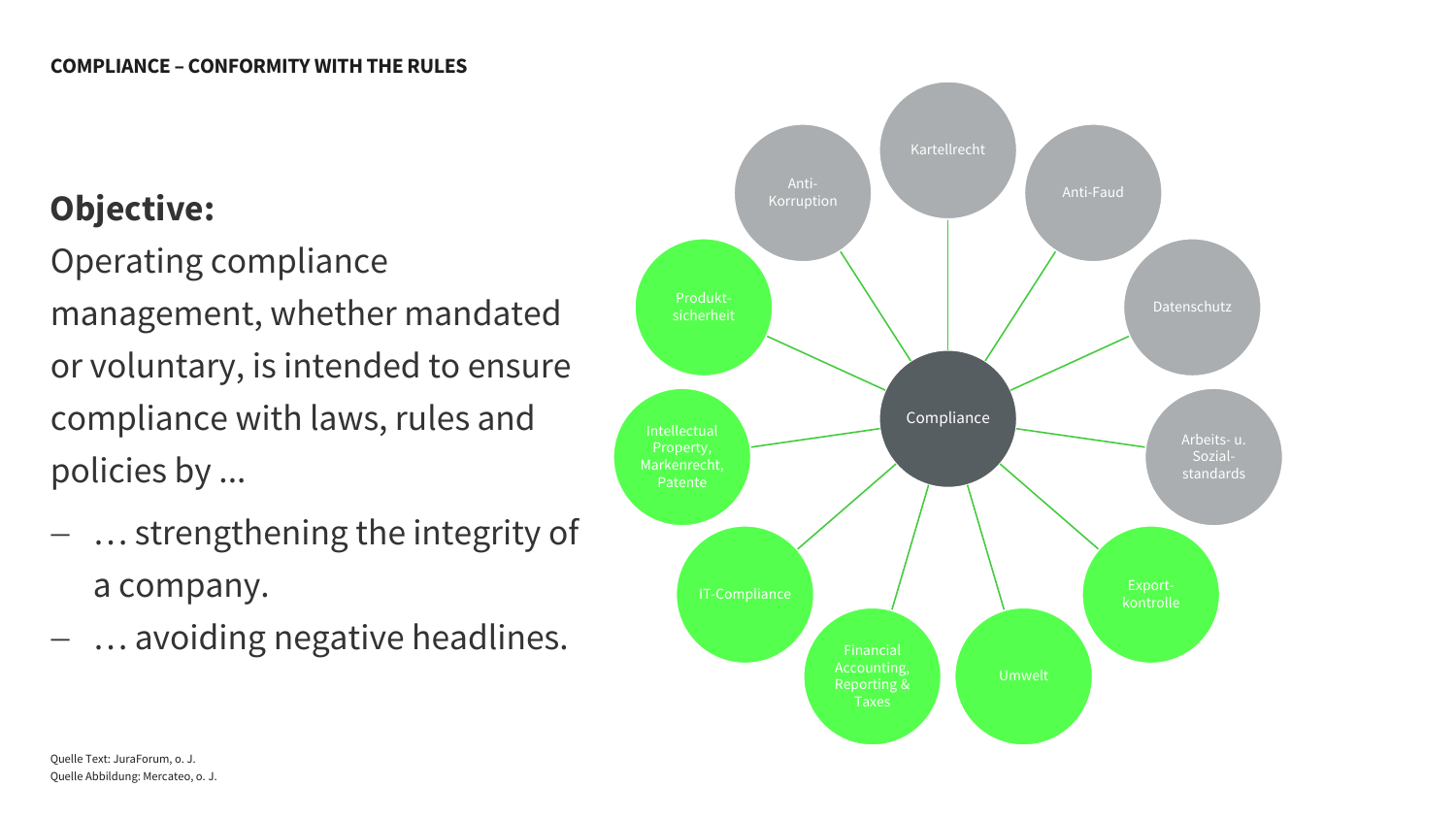COMPLIANCE – CONFORMITY WITH THE RULES

## Objective:

Operating compliance management, whether mandated or voluntary, is intended to ensure compliance with laws, rules and policies by ...

- … strengthening the integrity of a company.
- … avoiding negative headlines.

Compliance

- Kartellrecht
- Anti-Faud
- Datenschutz
- Arbeits- u. Sozial-standards
- Export-kontrolle
- Umwelt
- Financial Accounting, Reporting & Taxes
- IT-Compliance
- Intellectual Property, Markenrecht, Patente
- Produkt-sicherheit
- Anti-Korruption

Quelle Text: JuraForum, o. J.
Quelle Abbildung: Mercateo, o. J.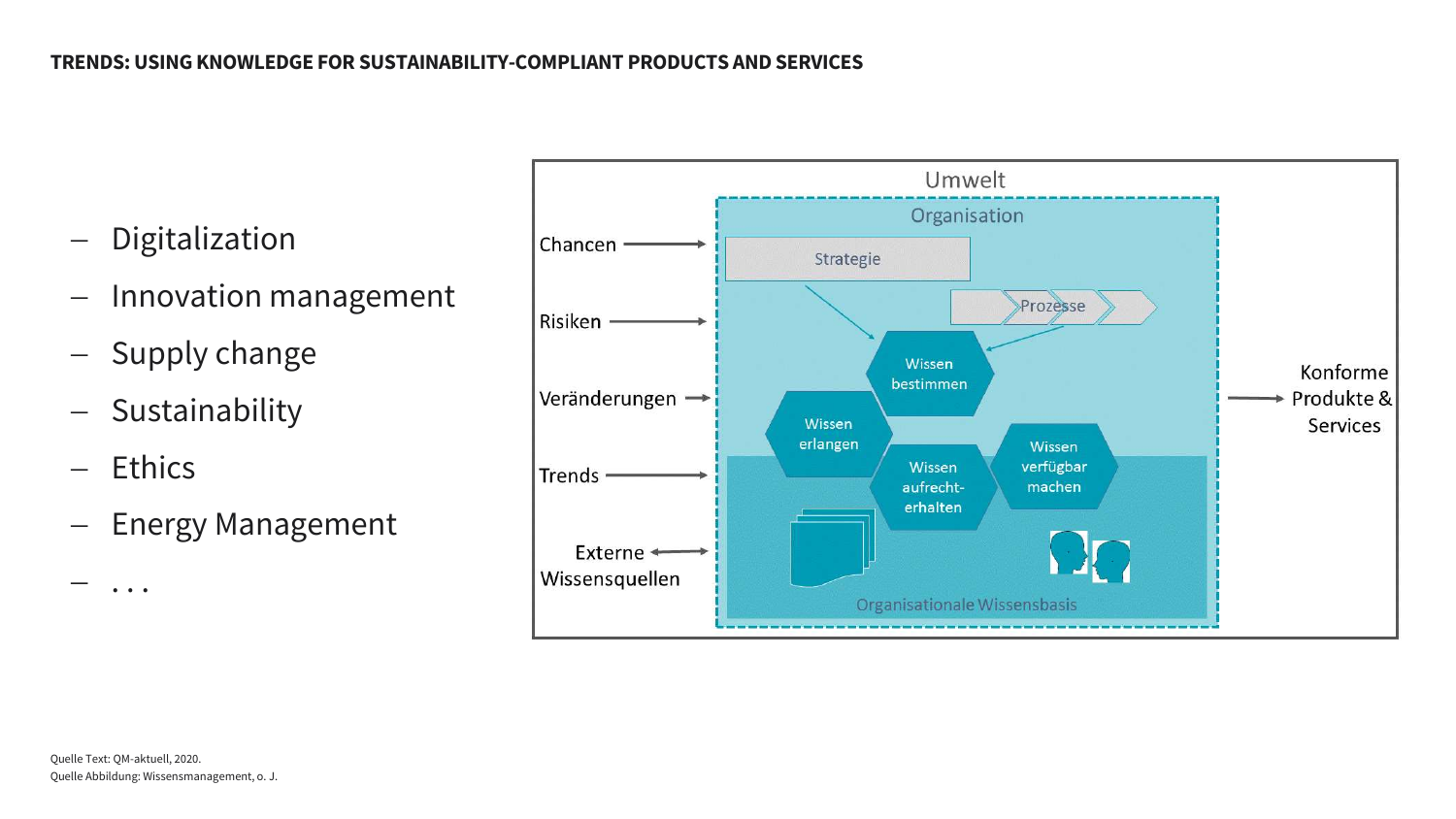**TRENDS: USING KNOWLEDGE FOR SUSTAINABILITY-COMPLIANT PRODUCTS AND SERVICES**

- Digitalization
- Innovation management
- Supply change
- Sustainability
- Ethics
- Energy Management
- . . .

Umwelt

Organisation

Chancen → Risiken → Veränderungen → Trends → Externe Wissensquellen ↔

Strategie

Prozesse

Wissen bestimmen

Wissen erlangen

Wissen aufrecht-erhalten

Wissen verfügbar machen

Organisationale Wissensbasis

→ Konforme Produkte & Services

Quelle Text: QM-aktuell, 2020.
Quelle Abbildung: Wissensmanagement, o. J.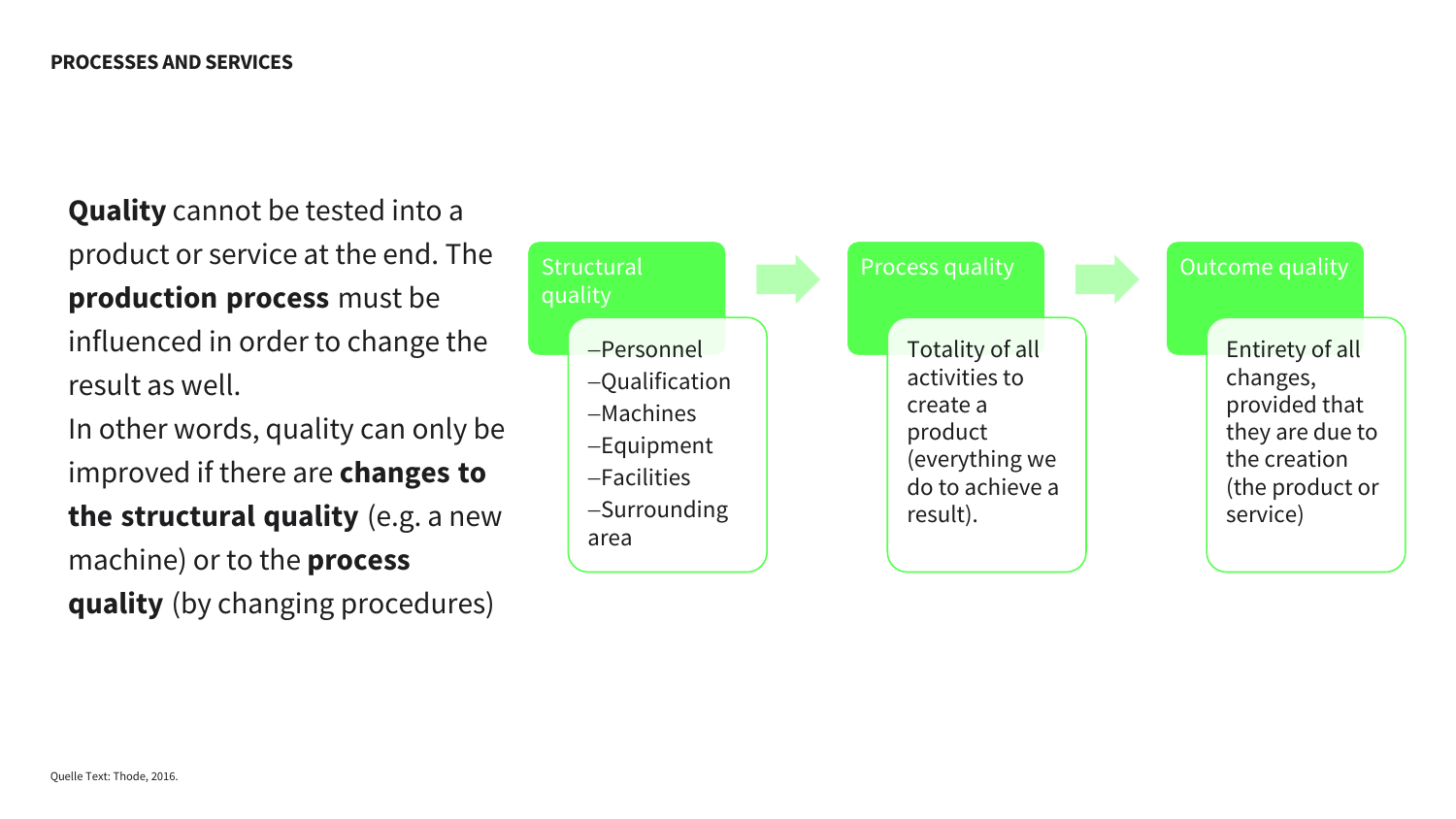## PROCESSES AND SERVICES

**Quality** cannot be tested into a product or service at the end. The **production process** must be influenced in order to change the result as well.

In other words, quality can only be improved if there are **changes to the structural quality** (e.g. a new machine) or to the **process quality** (by changing procedures)

**Structural quality**

- Personnel
- Qualification
- Machines
- Equipment
- Facilities
- Surrounding area

→

**Process quality**

Totality of all activities to create a product (everything we do to achieve a result).

→

**Outcome quality**

Entirety of all changes, provided that they are due to the creation (the product or service)

Quelle Text: Thode, 2016.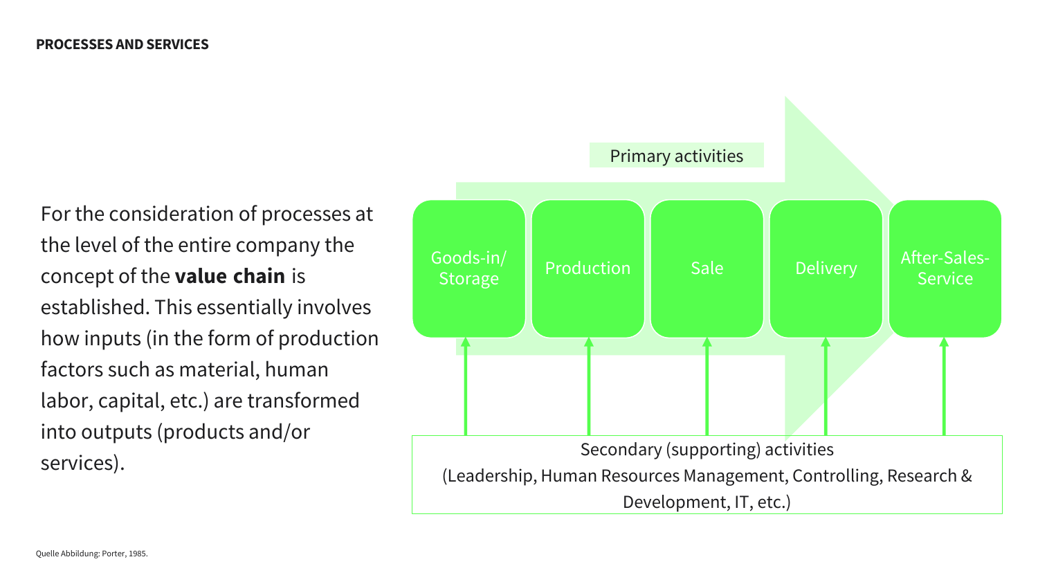**PROCESSES AND SERVICES**

For the consideration of processes at the level of the entire company the concept of the **value chain** is established. This essentially involves how inputs (in the form of production factors such as material, human labor, capital, etc.) are transformed into outputs (products and/or services).

Primary activities

Goods-in/ Storage | Production | Sale | Delivery | After-Sales-Service

Secondary (supporting) activities
(Leadership, Human Resources Management, Controlling, Research & Development, IT, etc.)

Quelle Abbildung: Porter, 1985.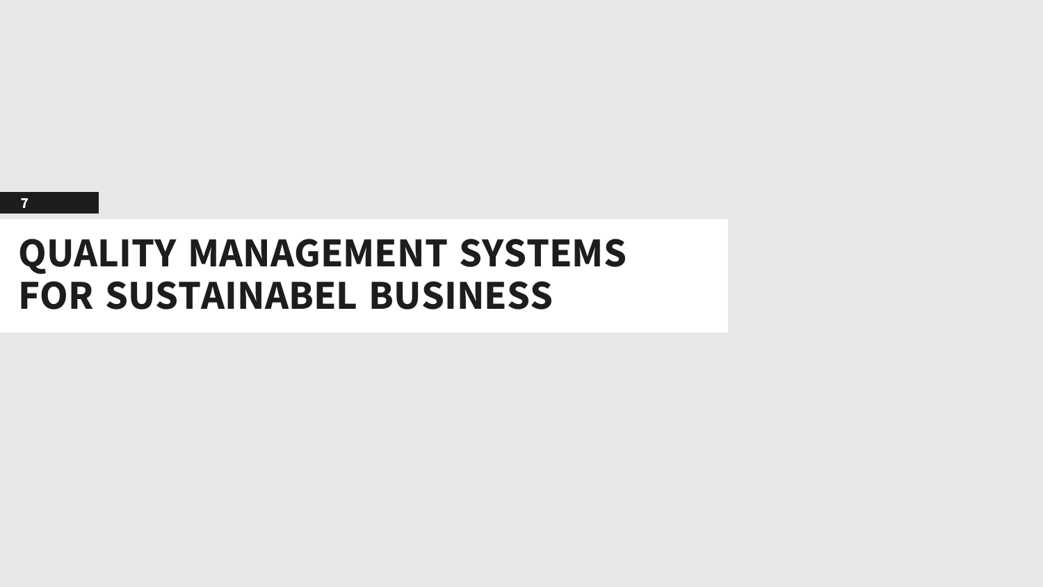7

# QUALITY MANAGEMENT SYSTEMS FOR SUSTAINABEL BUSINESS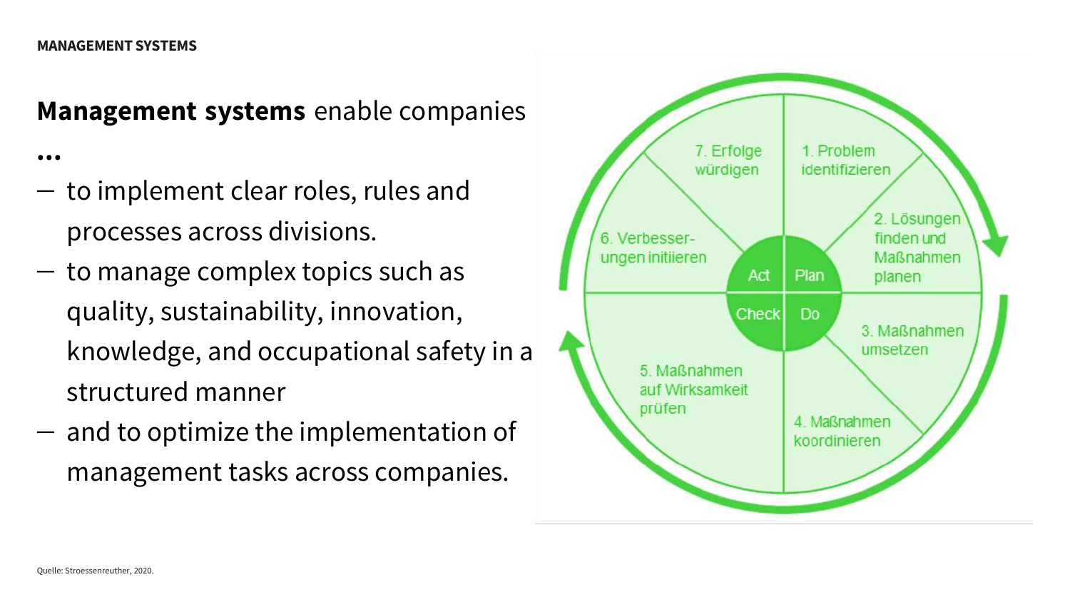**Management systems** enable companies …

- to implement clear roles, rules and processes across divisions.
- to manage complex topics such as quality, sustainability, innovation, knowledge, and occupational safety in a structured manner
- and to optimize the implementation of management tasks across companies.

Plan / Do / Check / Act

1. Problem identifizieren
2. Lösungen finden und Maßnahmen planen
3. Maßnahmen umsetzen
4. Maßnahmen koordinieren
5. Maßnahmen auf Wirksamkeit prüfen
6. Verbesserungen initiieren
7. Erfolge würdigen

Quelle: Stroessenreuther, 2020.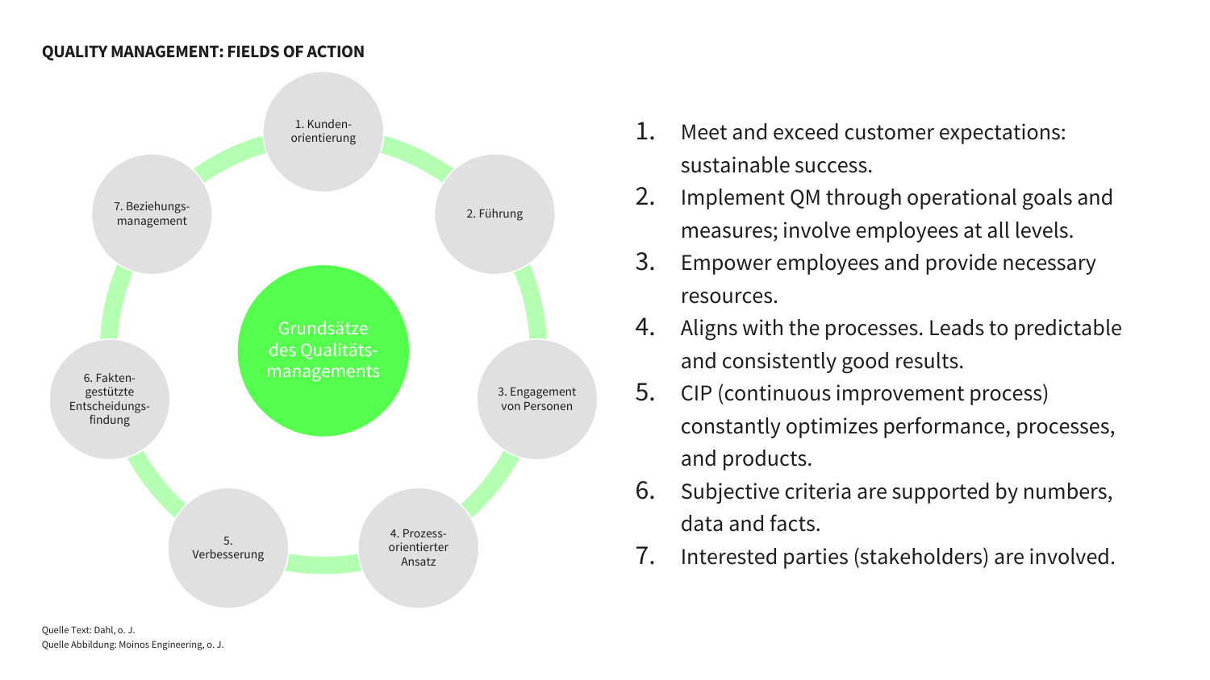## QUALITY MANAGEMENT: FIELDS OF ACTION

Grundsätze des Qualitätsmanagements

- 1. Kunden­orientierung
- 2. Führung
- 3. Engagement von Personen
- 4. Prozess­orientierter Ansatz
- 5. Verbesserung
- 6. Fakten­gestützte Entscheidungs­findung
- 7. Beziehungs­management

1. Meet and exceed customer expectations: sustainable success.
2. Implement QM through operational goals and measures; involve employees at all levels.
3. Empower employees and provide necessary resources.
4. Aligns with the processes. Leads to predictable and consistently good results.
5. CIP (continuous improvement process) constantly optimizes performance, processes, and products.
6. Subjective criteria are supported by numbers, data and facts.
7. Interested parties (stakeholders) are involved.

Quelle Text: Dahl, o. J.
Quelle Abbildung: Moinos Engineering, o. J.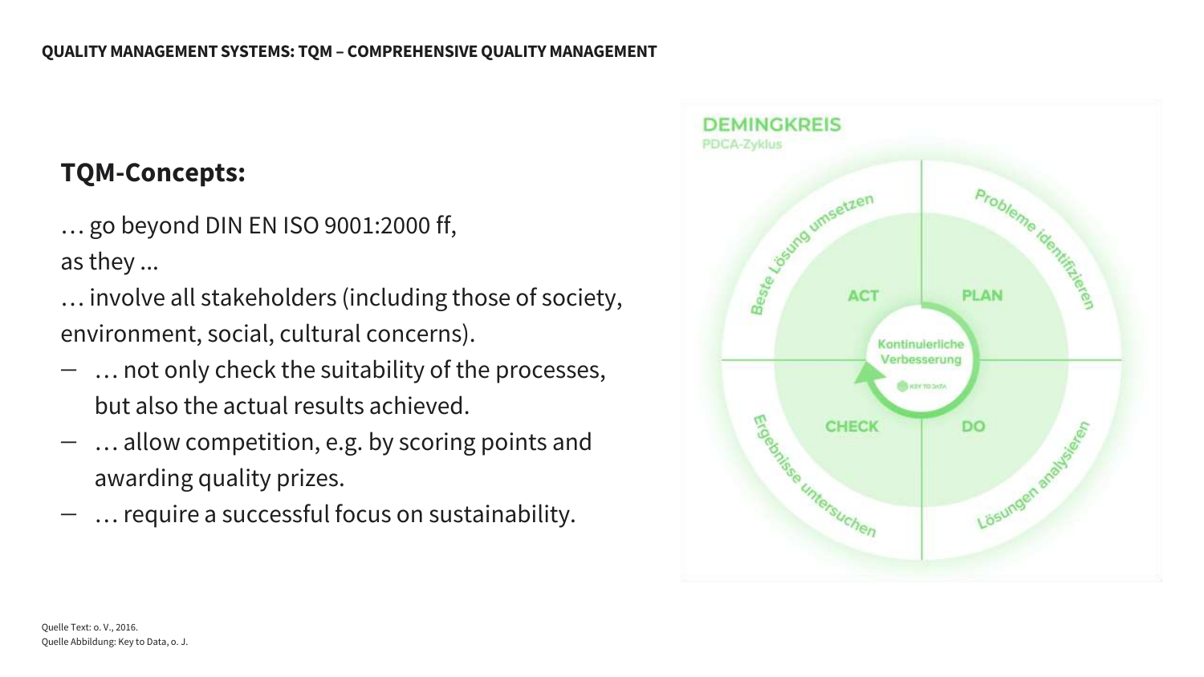# QUALITY MANAGEMENT SYSTEMS: TQM – COMPREHENSIVE QUALITY MANAGEMENT

## TQM-Concepts:

… go beyond DIN EN ISO 9001:2000 ff,
as they ...
… involve all stakeholders (including those of society, environment, social, cultural concerns).

- … not only check the suitability of the processes, but also the actual results achieved.
- … allow competition, e.g. by scoring points and awarding quality prizes.
- … require a successful focus on sustainability.

**DEMINGKREIS**
PDCA-Zyklus

- PLAN – Probleme identifizieren
- DO – Lösungen analysieren
- CHECK – Ergebnisse untersuchen
- ACT – Beste Lösung umsetzen

Kontinuierliche Verbesserung

Quelle Text: o. V., 2016.
Quelle Abbildung: Key to Data, o. J.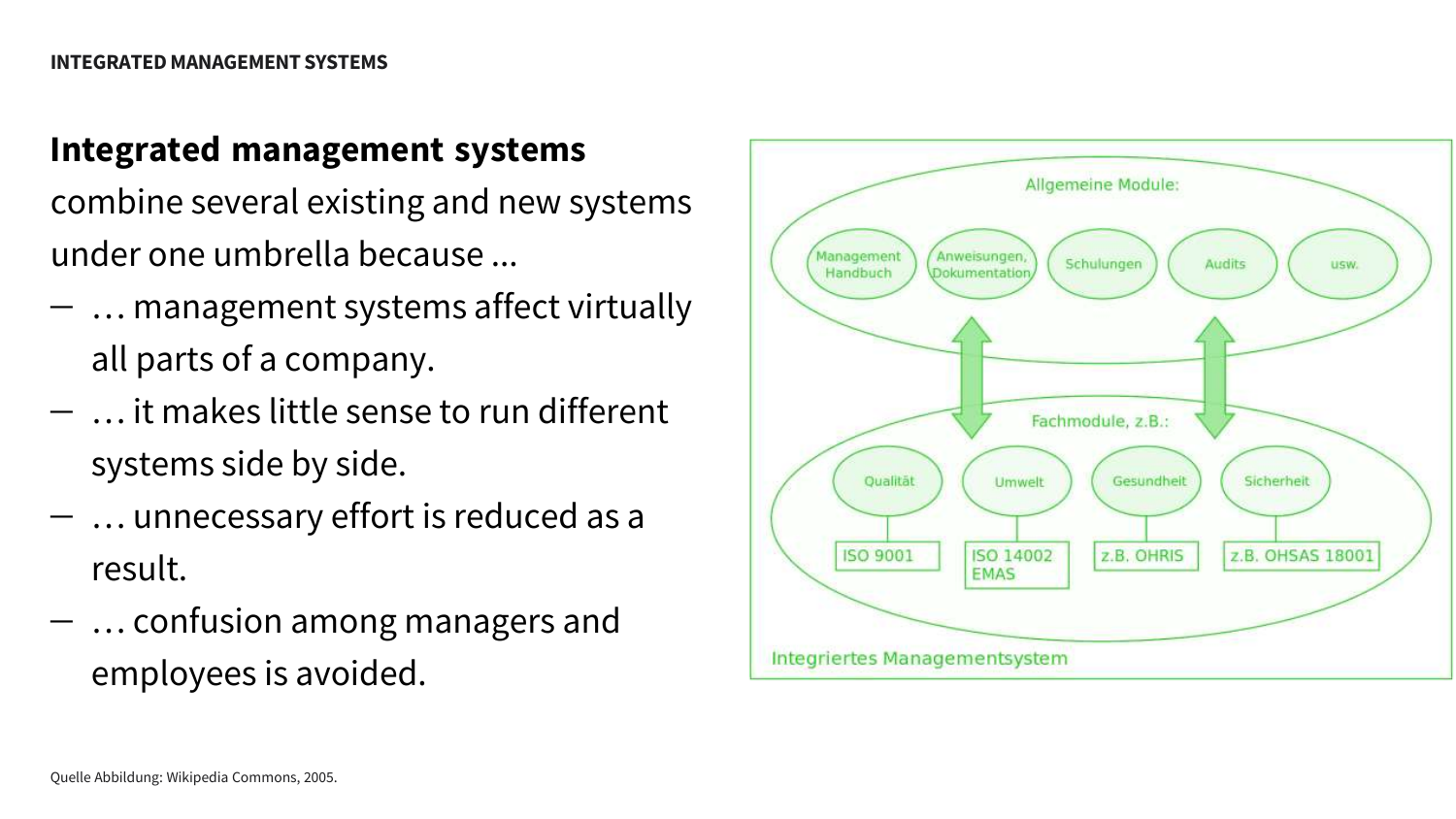**Integrated management systems** combine several existing and new systems under one umbrella because ...

- … management systems affect virtually all parts of a company.
- … it makes little sense to run different systems side by side.
- … unnecessary effort is reduced as a result.
- … confusion among managers and employees is avoided.

Allgemeine Module:

Management Handbuch | Anweisungen, Dokumentation | Schulungen | Audits | usw.

Fachmodule, z.B.:

Qualität – ISO 9001 | Umwelt – ISO 14002 EMAS | Gesundheit – z.B. OHRIS | Sicherheit – z.B. OHSAS 18001

Integriertes Managementsystem

Quelle Abbildung: Wikipedia Commons, 2005.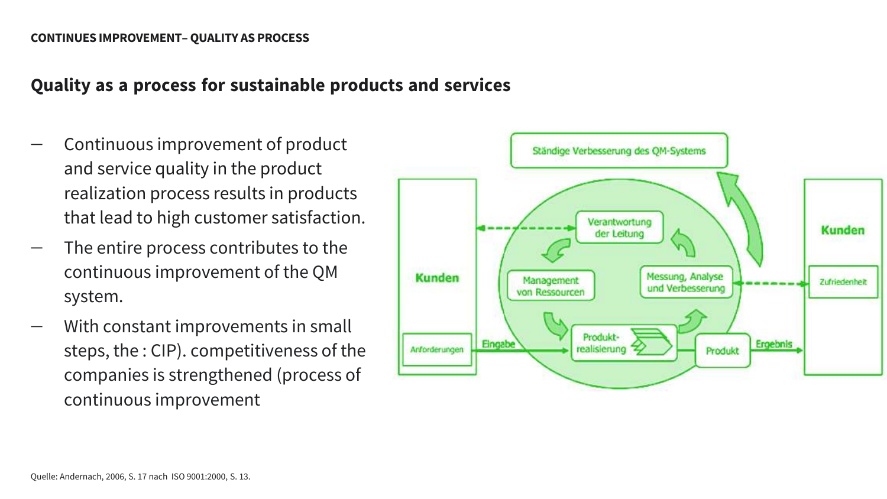CONTINUES IMPROVEMENT– QUALITY AS PROCESS

## Quality as a process for sustainable products and services

- Continuous improvement of product and service quality in the product realization process results in products that lead to high customer satisfaction.
- The entire process contributes to the continuous improvement of the QM system.
- With constant improvements in small steps, the : CIP). competitiveness of the companies is strengthened (process of continuous improvement

Ständige Verbesserung des QM-Systems

Kunden

Anforderungen

Eingabe

Verantwortung der Leitung

Management von Ressourcen

Messung, Analyse und Verbesserung

Produkt-realisierung

Produkt

Ergebnis

Kunden

Zufriedenheit

Quelle: Andernach, 2006, S. 17 nach ISO 9001:2000, S. 13.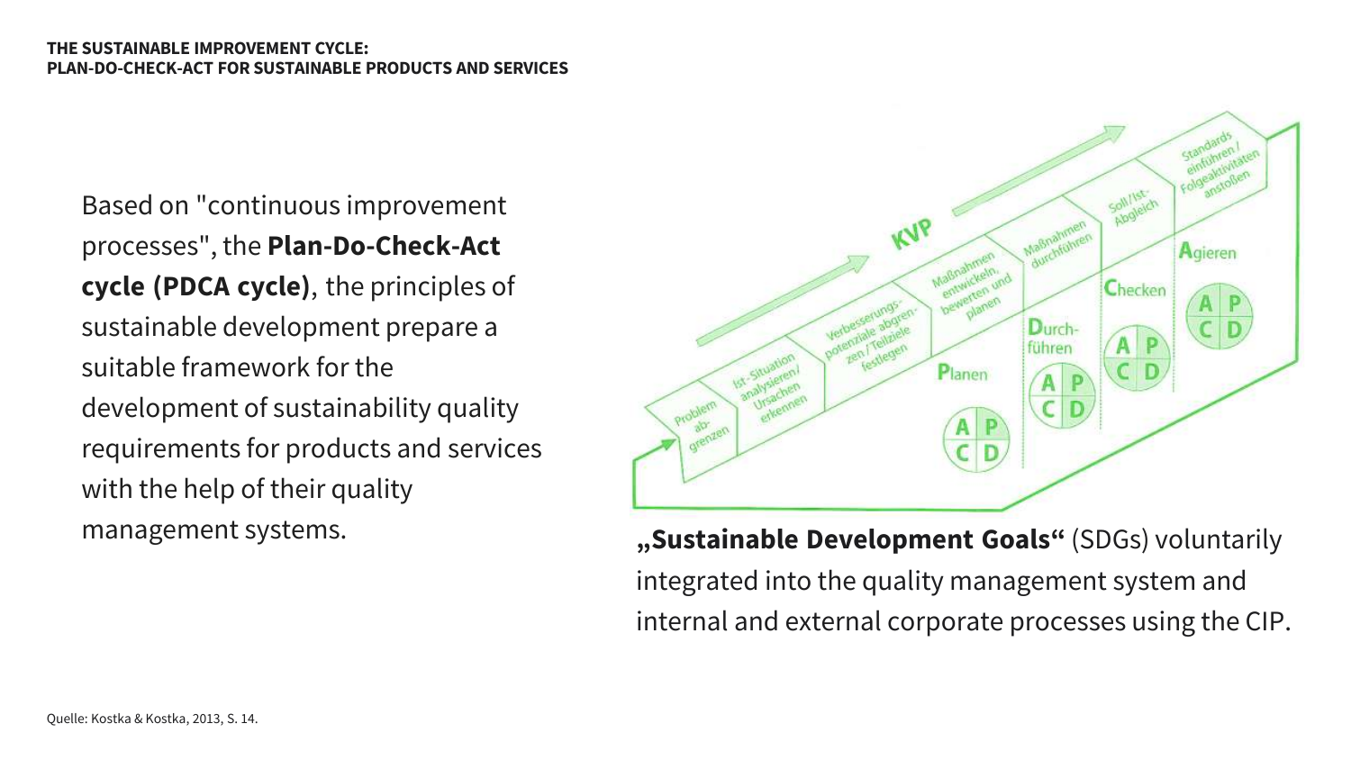**THE SUSTAINABLE IMPROVEMENT CYCLE:**
**PLAN-DO-CHECK-ACT FOR SUSTAINABLE PRODUCTS AND SERVICES**

Based on "continuous improvement processes", the **Plan-Do-Check-Act cycle (PDCA cycle)**, the principles of sustainable development prepare a suitable framework for the development of sustainability quality requirements for products and services with the help of their quality management systems.

KVP

Problem abgrenzen

Ist-Situation analysieren/ Ursachen erkennen

Verbesserungspotenziale abgrenzen/Teilziele festlegen

Maßnahmen entwickeln, bewerten und planen

Maßnahmen durchführen

Soll/Ist-Abgleich

Standards einführen/ Folgeaktivitäten anstoßen

Planen

Durchführen

Checken

Agieren

A P
C D

**„Sustainable Development Goals“** (SDGs) voluntarily integrated into the quality management system and internal and external corporate processes using the CIP.

Quelle: Kostka & Kostka, 2013, S. 14.